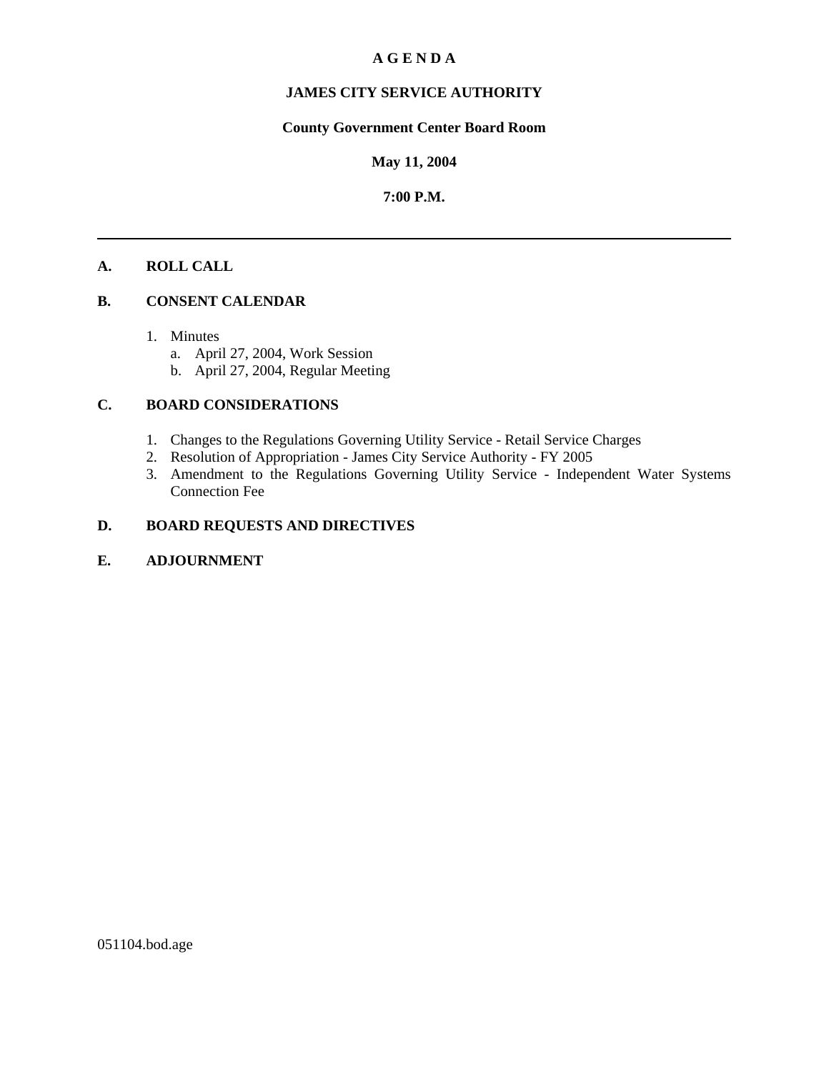# A G E N D A

## JAMES CITY SERVICE AUTHORITY

**County Government Center Board Room**

**May 11, 2004**

**7:00 P.M.**

---

**A. ROLL CALL**

**B. CONSENT CALENDAR**

1. Minutes
   a. April 27, 2004, Work Session
   b. April 27, 2004, Regular Meeting

**C. BOARD CONSIDERATIONS**

1. Changes to the Regulations Governing Utility Service - Retail Service Charges
2. Resolution of Appropriation - James City Service Authority - FY 2005
3. Amendment to the Regulations Governing Utility Service - Independent Water Systems Connection Fee

**D. BOARD REQUESTS AND DIRECTIVES**

**E. ADJOURNMENT**

051104.bod.age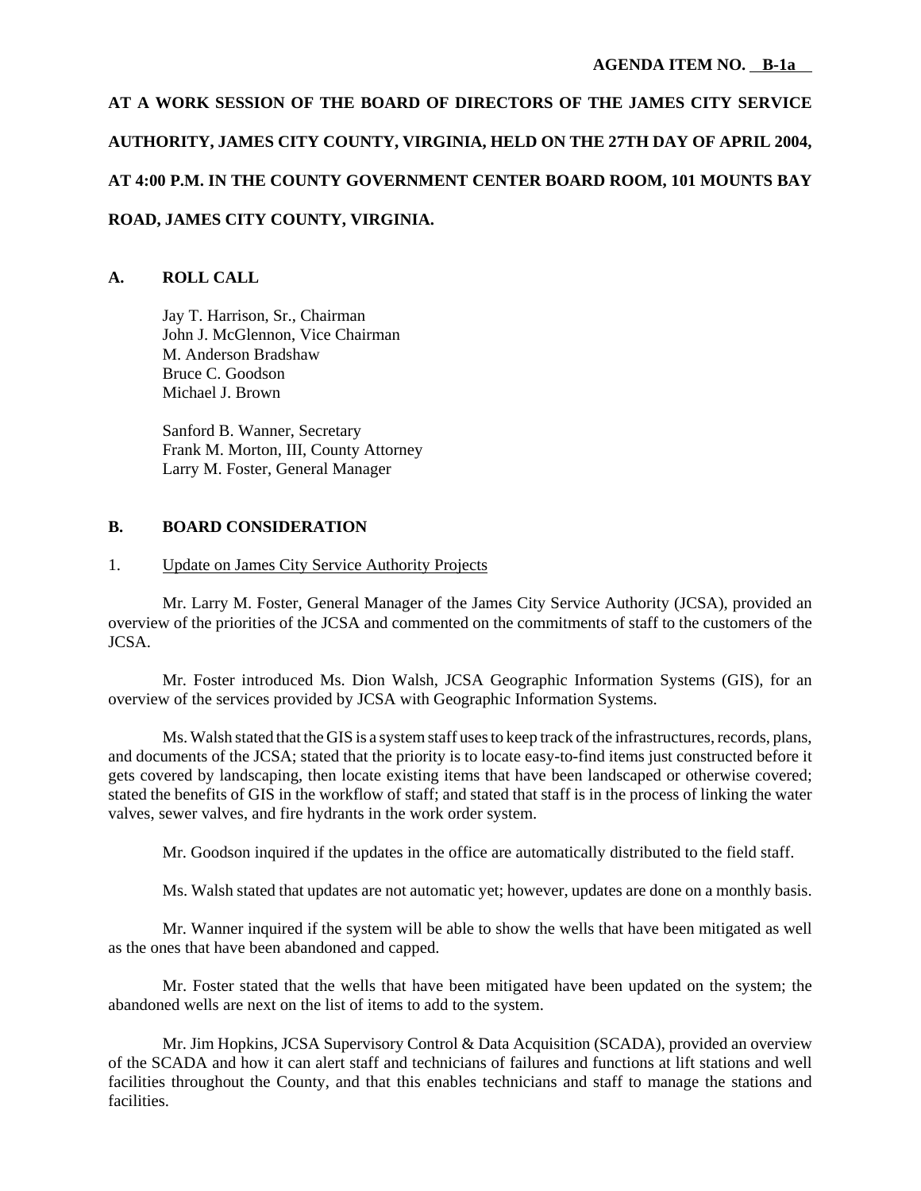**AGENDA ITEM NO. <u>B-1a</u>**

**AT A WORK SESSION OF THE BOARD OF DIRECTORS OF THE JAMES CITY SERVICE AUTHORITY, JAMES CITY COUNTY, VIRGINIA, HELD ON THE 27TH DAY OF APRIL 2004, AT 4:00 P.M. IN THE COUNTY GOVERNMENT CENTER BOARD ROOM, 101 MOUNTS BAY ROAD, JAMES CITY COUNTY, VIRGINIA.**

## A. ROLL CALL

Jay T. Harrison, Sr., Chairman
John J. McGlennon, Vice Chairman
M. Anderson Bradshaw
Bruce C. Goodson
Michael J. Brown

Sanford B. Wanner, Secretary
Frank M. Morton, III, County Attorney
Larry M. Foster, General Manager

## B. BOARD CONSIDERATION

1. <u>Update on James City Service Authority Projects</u>

Mr. Larry M. Foster, General Manager of the James City Service Authority (JCSA), provided an overview of the priorities of the JCSA and commented on the commitments of staff to the customers of the JCSA.

Mr. Foster introduced Ms. Dion Walsh, JCSA Geographic Information Systems (GIS), for an overview of the services provided by JCSA with Geographic Information Systems.

Ms. Walsh stated that the GIS is a system staff uses to keep track of the infrastructures, records, plans, and documents of the JCSA; stated that the priority is to locate easy-to-find items just constructed before it gets covered by landscaping, then locate existing items that have been landscaped or otherwise covered; stated the benefits of GIS in the workflow of staff; and stated that staff is in the process of linking the water valves, sewer valves, and fire hydrants in the work order system.

Mr. Goodson inquired if the updates in the office are automatically distributed to the field staff.

Ms. Walsh stated that updates are not automatic yet; however, updates are done on a monthly basis.

Mr. Wanner inquired if the system will be able to show the wells that have been mitigated as well as the ones that have been abandoned and capped.

Mr. Foster stated that the wells that have been mitigated have been updated on the system; the abandoned wells are next on the list of items to add to the system.

Mr. Jim Hopkins, JCSA Supervisory Control & Data Acquisition (SCADA), provided an overview of the SCADA and how it can alert staff and technicians of failures and functions at lift stations and well facilities throughout the County, and that this enables technicians and staff to manage the stations and facilities.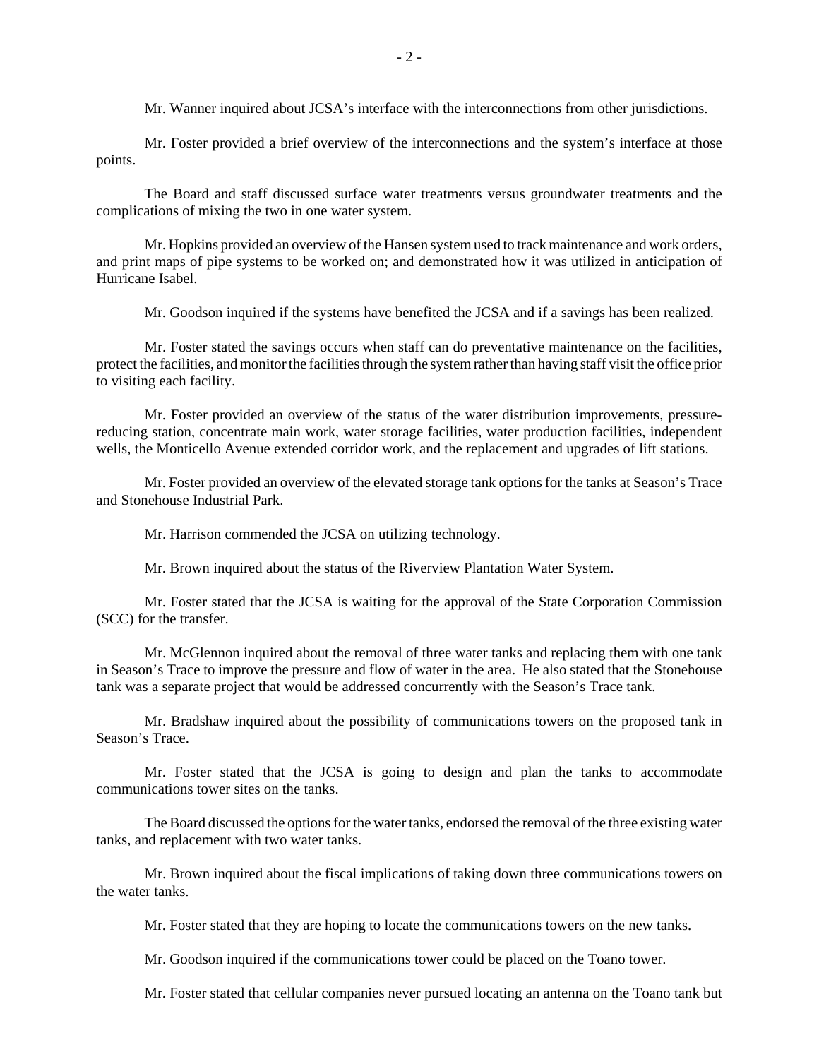Mr. Wanner inquired about JCSA's interface with the interconnections from other jurisdictions.

Mr. Foster provided a brief overview of the interconnections and the system's interface at those points.

The Board and staff discussed surface water treatments versus groundwater treatments and the complications of mixing the two in one water system.

Mr. Hopkins provided an overview of the Hansen system used to track maintenance and work orders, and print maps of pipe systems to be worked on; and demonstrated how it was utilized in anticipation of Hurricane Isabel.

Mr. Goodson inquired if the systems have benefited the JCSA and if a savings has been realized.

Mr. Foster stated the savings occurs when staff can do preventative maintenance on the facilities, protect the facilities, and monitor the facilities through the system rather than having staff visit the office prior to visiting each facility.

Mr. Foster provided an overview of the status of the water distribution improvements, pressure-reducing station, concentrate main work, water storage facilities, water production facilities, independent wells, the Monticello Avenue extended corridor work, and the replacement and upgrades of lift stations.

Mr. Foster provided an overview of the elevated storage tank options for the tanks at Season's Trace and Stonehouse Industrial Park.

Mr. Harrison commended the JCSA on utilizing technology.

Mr. Brown inquired about the status of the Riverview Plantation Water System.

Mr. Foster stated that the JCSA is waiting for the approval of the State Corporation Commission (SCC) for the transfer.

Mr. McGlennon inquired about the removal of three water tanks and replacing them with one tank in Season's Trace to improve the pressure and flow of water in the area. He also stated that the Stonehouse tank was a separate project that would be addressed concurrently with the Season's Trace tank.

Mr. Bradshaw inquired about the possibility of communications towers on the proposed tank in Season's Trace.

Mr. Foster stated that the JCSA is going to design and plan the tanks to accommodate communications tower sites on the tanks.

The Board discussed the options for the water tanks, endorsed the removal of the three existing water tanks, and replacement with two water tanks.

Mr. Brown inquired about the fiscal implications of taking down three communications towers on the water tanks.

Mr. Foster stated that they are hoping to locate the communications towers on the new tanks.

Mr. Goodson inquired if the communications tower could be placed on the Toano tower.

Mr. Foster stated that cellular companies never pursued locating an antenna on the Toano tank but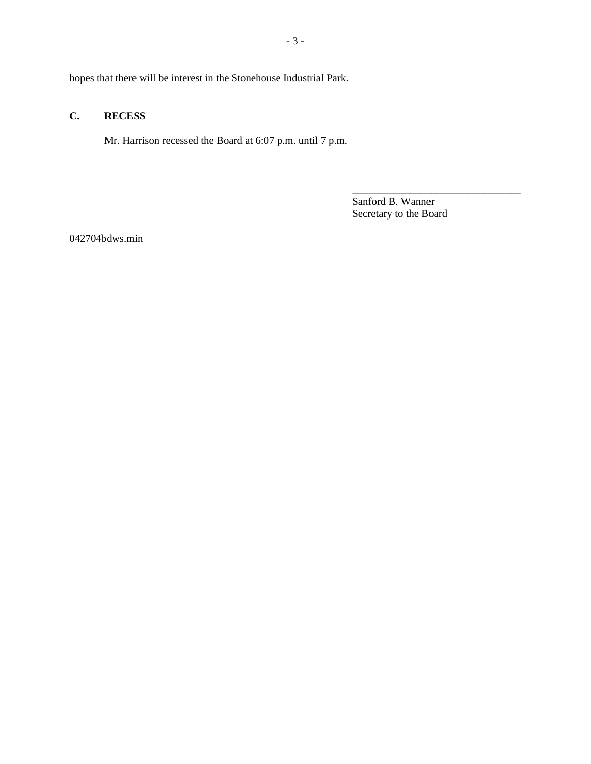hopes that there will be interest in the Stonehouse Industrial Park.

## C. RECESS

Mr. Harrison recessed the Board at 6:07 p.m. until 7 p.m.

________________________________
Sanford B. Wanner
Secretary to the Board

042704bdws.min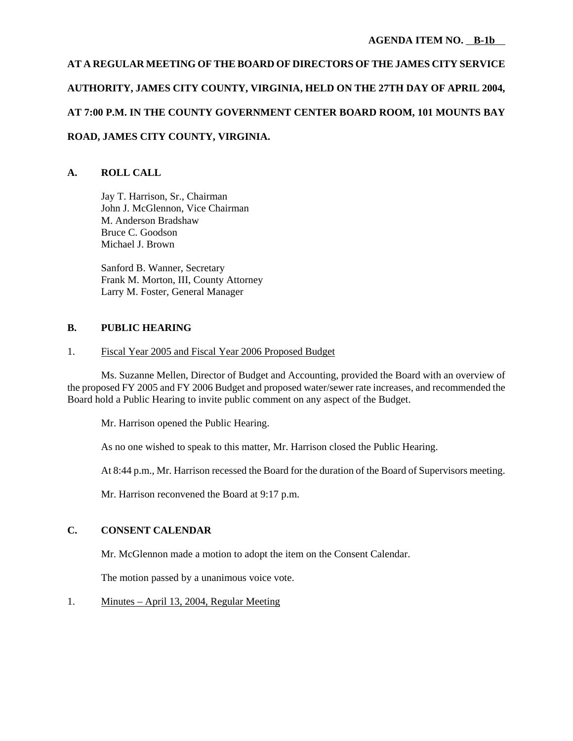AGENDA ITEM NO. B-1b

**AT A REGULAR MEETING OF THE BOARD OF DIRECTORS OF THE JAMES CITY SERVICE AUTHORITY, JAMES CITY COUNTY, VIRGINIA, HELD ON THE 27TH DAY OF APRIL 2004, AT 7:00 P.M. IN THE COUNTY GOVERNMENT CENTER BOARD ROOM, 101 MOUNTS BAY ROAD, JAMES CITY COUNTY, VIRGINIA.**

## A. ROLL CALL

Jay T. Harrison, Sr., Chairman
John J. McGlennon, Vice Chairman
M. Anderson Bradshaw
Bruce C. Goodson
Michael J. Brown

Sanford B. Wanner, Secretary
Frank M. Morton, III, County Attorney
Larry M. Foster, General Manager

## B. PUBLIC HEARING

1. Fiscal Year 2005 and Fiscal Year 2006 Proposed Budget

Ms. Suzanne Mellen, Director of Budget and Accounting, provided the Board with an overview of the proposed FY 2005 and FY 2006 Budget and proposed water/sewer rate increases, and recommended the Board hold a Public Hearing to invite public comment on any aspect of the Budget.

Mr. Harrison opened the Public Hearing.

As no one wished to speak to this matter, Mr. Harrison closed the Public Hearing.

At 8:44 p.m., Mr. Harrison recessed the Board for the duration of the Board of Supervisors meeting.

Mr. Harrison reconvened the Board at 9:17 p.m.

## C. CONSENT CALENDAR

Mr. McGlennon made a motion to adopt the item on the Consent Calendar.

The motion passed by a unanimous voice vote.

1. Minutes – April 13, 2004, Regular Meeting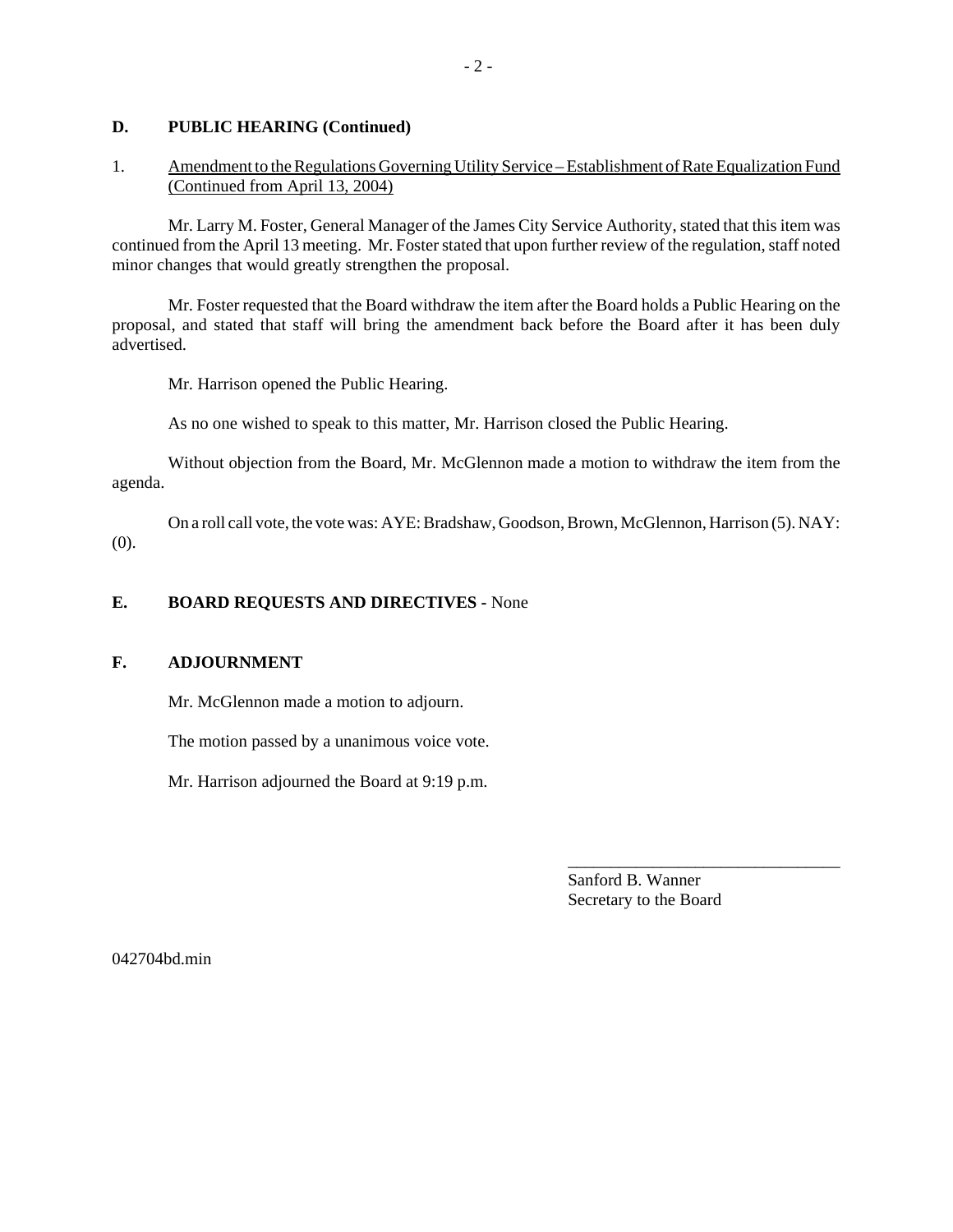## D. PUBLIC HEARING (Continued)

1. Amendment to the Regulations Governing Utility Service – Establishment of Rate Equalization Fund (Continued from April 13, 2004)

Mr. Larry M. Foster, General Manager of the James City Service Authority, stated that this item was continued from the April 13 meeting. Mr. Foster stated that upon further review of the regulation, staff noted minor changes that would greatly strengthen the proposal.

Mr. Foster requested that the Board withdraw the item after the Board holds a Public Hearing on the proposal, and stated that staff will bring the amendment back before the Board after it has been duly advertised.

Mr. Harrison opened the Public Hearing.

As no one wished to speak to this matter, Mr. Harrison closed the Public Hearing.

Without objection from the Board, Mr. McGlennon made a motion to withdraw the item from the agenda.

On a roll call vote, the vote was: AYE: Bradshaw, Goodson, Brown, McGlennon, Harrison (5). NAY: (0).

## E. BOARD REQUESTS AND DIRECTIVES - None

## F. ADJOURNMENT

Mr. McGlennon made a motion to adjourn.

The motion passed by a unanimous voice vote.

Mr. Harrison adjourned the Board at 9:19 p.m.

\_\_\_\_\_\_\_\_\_\_\_\_\_\_\_\_\_\_\_\_\_\_\_\_\_\_\_\_\_\_\_\_

Sanford B. Wanner
Secretary to the Board

042704bd.min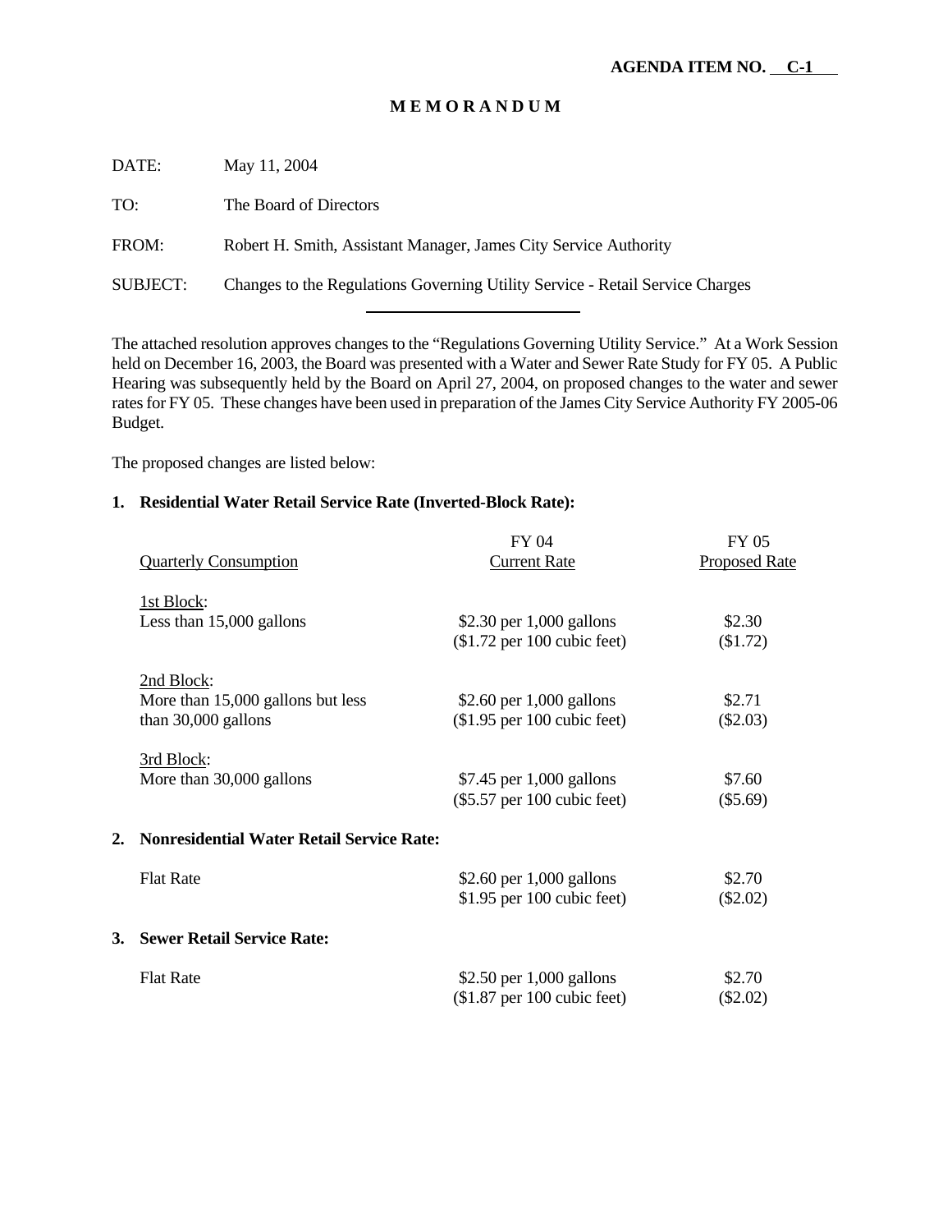**AGENDA ITEM NO. C-1**

# M E M O R A N D U M

DATE: May 11, 2004

TO: The Board of Directors

FROM: Robert H. Smith, Assistant Manager, James City Service Authority

SUBJECT: Changes to the Regulations Governing Utility Service - Retail Service Charges

---

The attached resolution approves changes to the "Regulations Governing Utility Service." At a Work Session held on December 16, 2003, the Board was presented with a Water and Sewer Rate Study for FY 05. A Public Hearing was subsequently held by the Board on April 27, 2004, on proposed changes to the water and sewer rates for FY 05. These changes have been used in preparation of the James City Service Authority FY 2005-06 Budget.

The proposed changes are listed below:

**1. Residential Water Retail Service Rate (Inverted-Block Rate):**

| Quarterly Consumption | FY 04 Current Rate | FY 05 Proposed Rate |
|---|---|---|
| 1st Block: Less than 15,000 gallons | $2.30 per 1,000 gallons ($1.72 per 100 cubic feet) | $2.30 ($1.72) |
| 2nd Block: More than 15,000 gallons but less than 30,000 gallons | $2.60 per 1,000 gallons ($1.95 per 100 cubic feet) | $2.71 ($2.03) |
| 3rd Block: More than 30,000 gallons | $7.45 per 1,000 gallons ($5.57 per 100 cubic feet) | $7.60 ($5.69) |

**2. Nonresidential Water Retail Service Rate:**

| | FY 04 Current Rate | FY 05 Proposed Rate |
|---|---|---|
| Flat Rate | $2.60 per 1,000 gallons $1.95 per 100 cubic feet) | $2.70 ($2.02) |

**3. Sewer Retail Service Rate:**

| | FY 04 Current Rate | FY 05 Proposed Rate |
|---|---|---|
| Flat Rate | $2.50 per 1,000 gallons ($1.87 per 100 cubic feet) | $2.70 ($2.02) |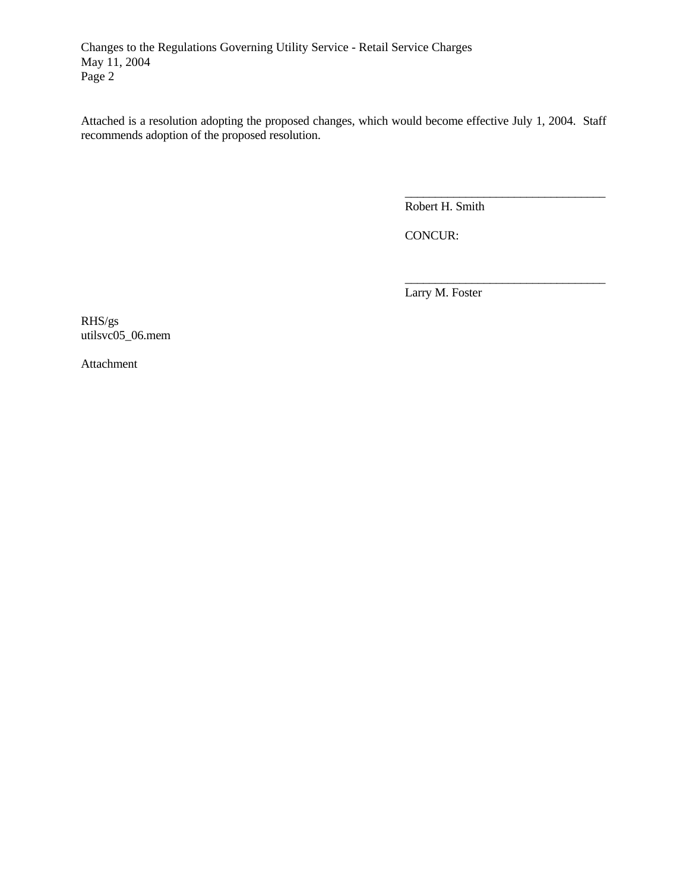Attached is a resolution adopting the proposed changes, which would become effective July 1, 2004. Staff recommends adoption of the proposed resolution.

\_\_\_\_\_\_\_\_\_\_\_\_\_\_\_\_\_\_\_\_\_\_\_\_\_\_\_\_\_\_\_\_\_\_

Robert H. Smith

CONCUR:

\_\_\_\_\_\_\_\_\_\_\_\_\_\_\_\_\_\_\_\_\_\_\_\_\_\_\_\_\_\_\_\_\_\_

Larry M. Foster

RHS/gs
utilsvc05_06.mem

Attachment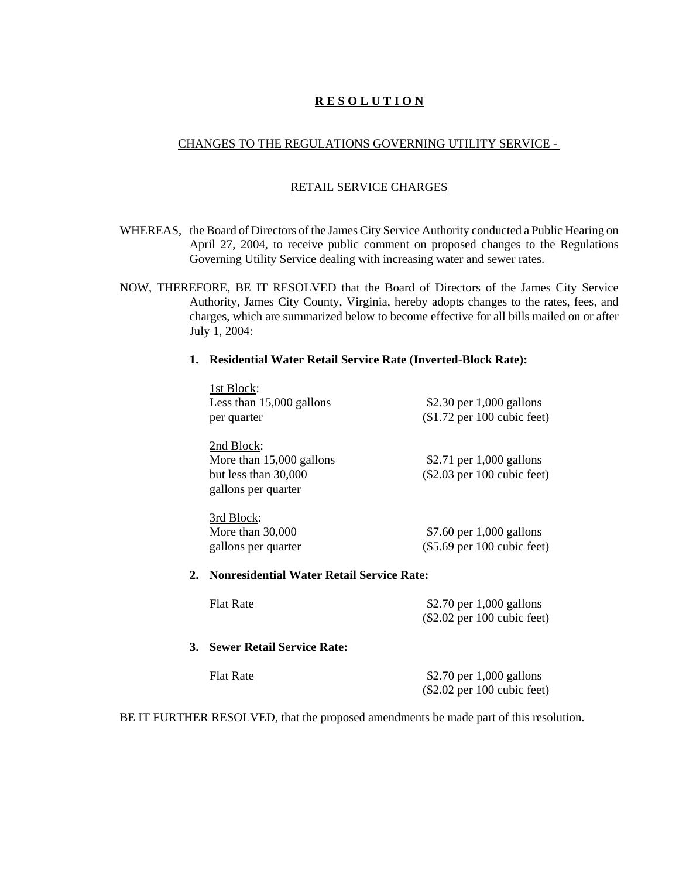# **R E S O L U T I O N**

## CHANGES TO THE REGULATIONS GOVERNING UTILITY SERVICE -

## RETAIL SERVICE CHARGES

WHEREAS, the Board of Directors of the James City Service Authority conducted a Public Hearing on April 27, 2004, to receive public comment on proposed changes to the Regulations Governing Utility Service dealing with increasing water and sewer rates.

NOW, THEREFORE, BE IT RESOLVED that the Board of Directors of the James City Service Authority, James City County, Virginia, hereby adopts changes to the rates, fees, and charges, which are summarized below to become effective for all bills mailed on or after July 1, 2004:

**1. Residential Water Retail Service Rate (Inverted-Block Rate):**

| | |
|---|---|
| 1st Block:<br>Less than 15,000 gallons per quarter | \$2.30 per 1,000 gallons<br>(\$1.72 per 100 cubic feet) |
| 2nd Block:<br>More than 15,000 gallons but less than 30,000 gallons per quarter | \$2.71 per 1,000 gallons<br>(\$2.03 per 100 cubic feet) |
| 3rd Block:<br>More than 30,000 gallons per quarter | \$7.60 per 1,000 gallons<br>(\$5.69 per 100 cubic feet) |

**2. Nonresidential Water Retail Service Rate:**

| | |
|---|---|
| Flat Rate | \$2.70 per 1,000 gallons<br>(\$2.02 per 100 cubic feet) |

**3. Sewer Retail Service Rate:**

| | |
|---|---|
| Flat Rate | \$2.70 per 1,000 gallons<br>(\$2.02 per 100 cubic feet) |

BE IT FURTHER RESOLVED, that the proposed amendments be made part of this resolution.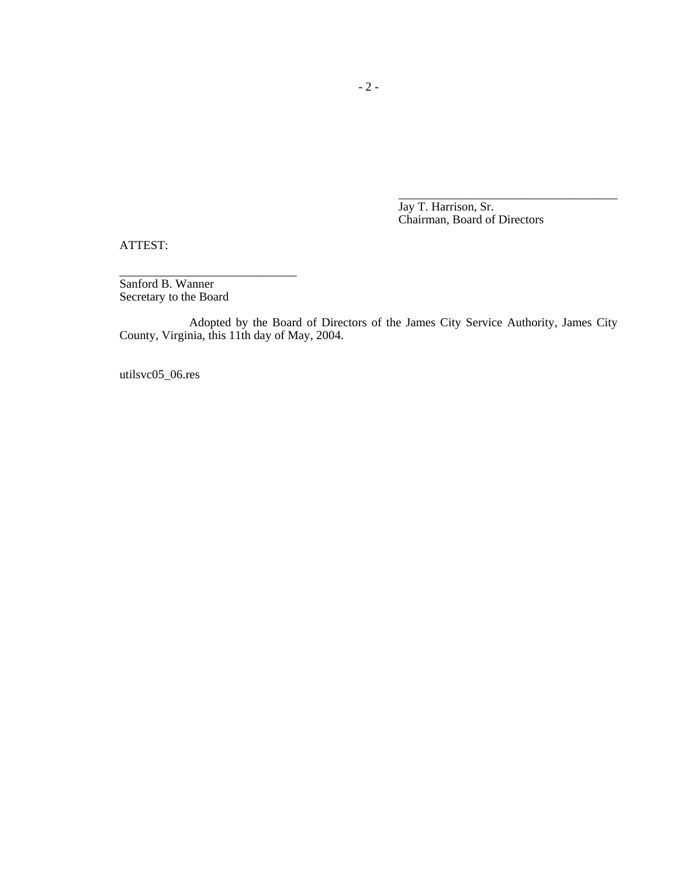\_\_\_\_\_\_\_\_\_\_\_\_\_\_\_\_\_\_\_\_\_\_\_\_\_\_\_\_\_\_\_\_\_\_\_\_\_\_\_

Jay T. Harrison, Sr.
Chairman, Board of Directors

ATTEST:

\_\_\_\_\_\_\_\_\_\_\_\_\_\_\_\_\_\_\_\_\_\_\_\_\_\_\_\_\_\_

Sanford B. Wanner
Secretary to the Board

Adopted by the Board of Directors of the James City Service Authority, James City County, Virginia, this 11th day of May, 2004.

utilsvc05_06.res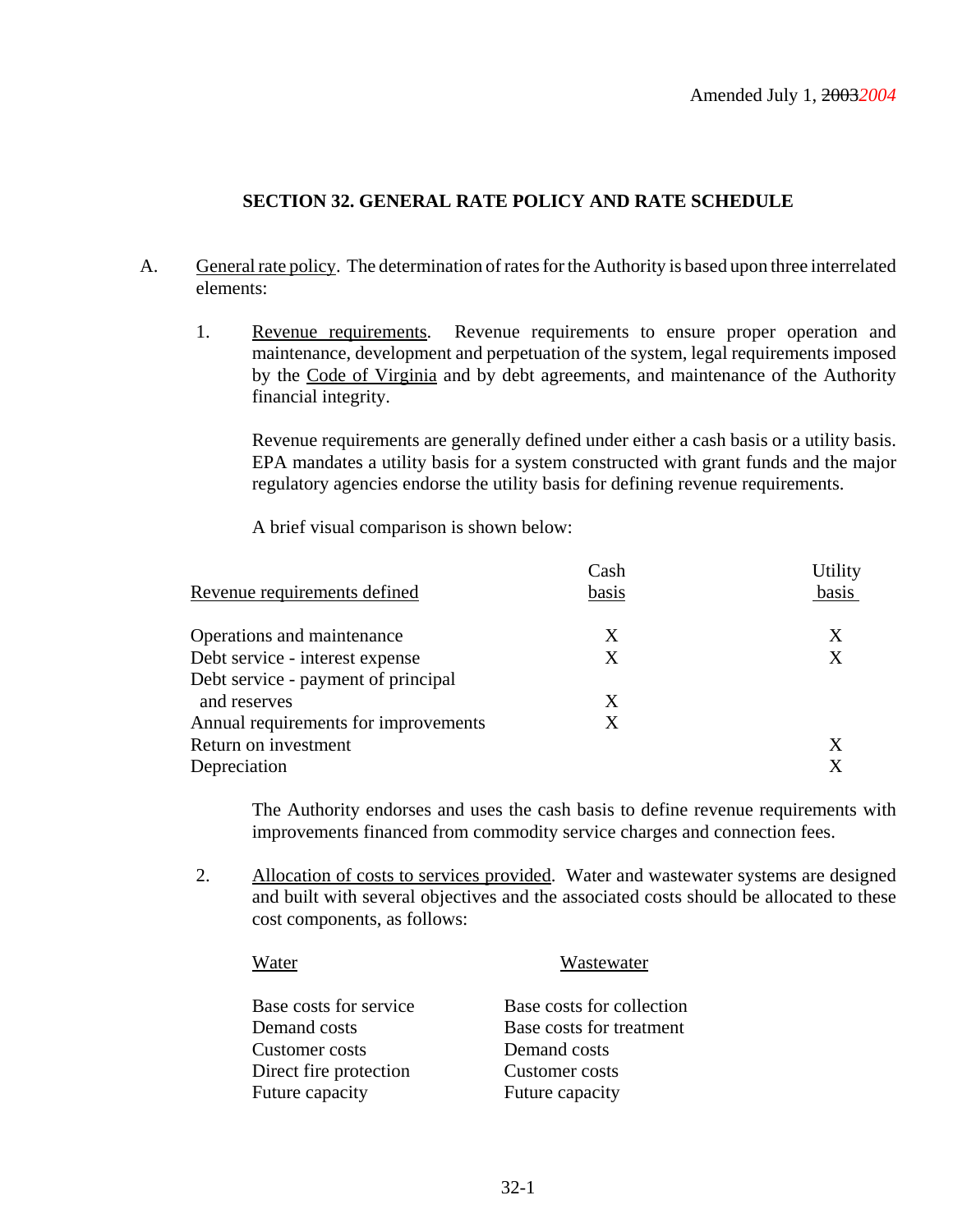Amended July 1, ~~2003~~*2004*

## SECTION 32. GENERAL RATE POLICY AND RATE SCHEDULE

A. General rate policy. The determination of rates for the Authority is based upon three interrelated elements:

1. Revenue requirements. Revenue requirements to ensure proper operation and maintenance, development and perpetuation of the system, legal requirements imposed by the Code of Virginia and by debt agreements, and maintenance of the Authority financial integrity.

   Revenue requirements are generally defined under either a cash basis or a utility basis. EPA mandates a utility basis for a system constructed with grant funds and the major regulatory agencies endorse the utility basis for defining revenue requirements.

   A brief visual comparison is shown below:

| Revenue requirements defined | Cash basis | Utility basis |
|---|---|---|
| Operations and maintenance | X | X |
| Debt service - interest expense | X | X |
| Debt service - payment of principal and reserves | X | |
| Annual requirements for improvements | X | |
| Return on investment | | X |
| Depreciation | | X |

   The Authority endorses and uses the cash basis to define revenue requirements with improvements financed from commodity service charges and connection fees.

2. Allocation of costs to services provided. Water and wastewater systems are designed and built with several objectives and the associated costs should be allocated to these cost components, as follows:

| Water | Wastewater |
|---|---|
| Base costs for service | Base costs for collection |
| Demand costs | Base costs for treatment |
| Customer costs | Demand costs |
| Direct fire protection | Customer costs |
| Future capacity | Future capacity |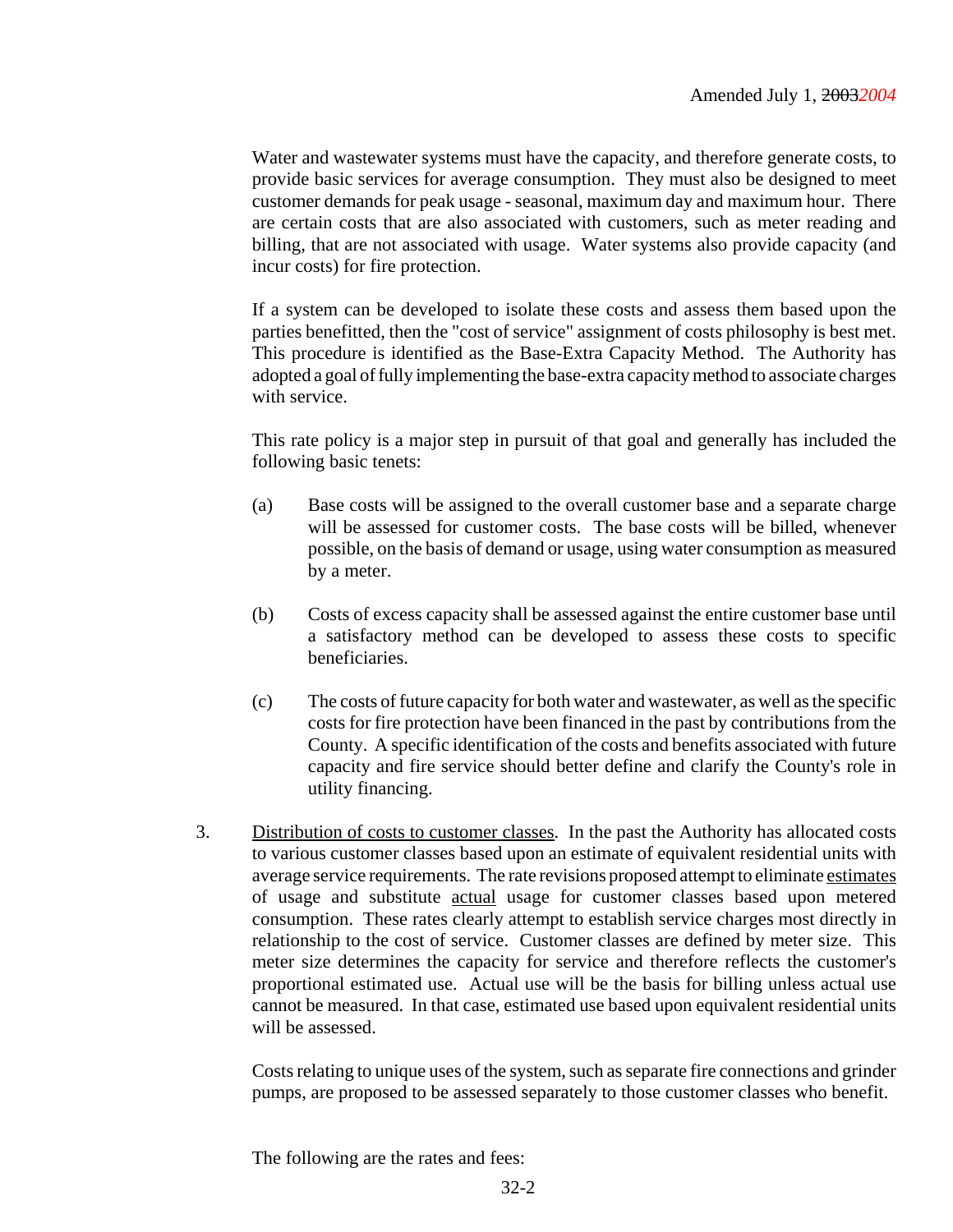Amended July 1, ~~2003~~*2004*

Water and wastewater systems must have the capacity, and therefore generate costs, to provide basic services for average consumption. They must also be designed to meet customer demands for peak usage - seasonal, maximum day and maximum hour. There are certain costs that are also associated with customers, such as meter reading and billing, that are not associated with usage. Water systems also provide capacity (and incur costs) for fire protection.

If a system can be developed to isolate these costs and assess them based upon the parties benefitted, then the "cost of service" assignment of costs philosophy is best met. This procedure is identified as the Base-Extra Capacity Method. The Authority has adopted a goal of fully implementing the base-extra capacity method to associate charges with service.

This rate policy is a major step in pursuit of that goal and generally has included the following basic tenets:

(a) Base costs will be assigned to the overall customer base and a separate charge will be assessed for customer costs. The base costs will be billed, whenever possible, on the basis of demand or usage, using water consumption as measured by a meter.

(b) Costs of excess capacity shall be assessed against the entire customer base until a satisfactory method can be developed to assess these costs to specific beneficiaries.

(c) The costs of future capacity for both water and wastewater, as well as the specific costs for fire protection have been financed in the past by contributions from the County. A specific identification of the costs and benefits associated with future capacity and fire service should better define and clarify the County's role in utility financing.

3. <u>Distribution of costs to customer classes</u>. In the past the Authority has allocated costs to various customer classes based upon an estimate of equivalent residential units with average service requirements. The rate revisions proposed attempt to eliminate <u>estimates</u> of usage and substitute <u>actual</u> usage for customer classes based upon metered consumption. These rates clearly attempt to establish service charges most directly in relationship to the cost of service. Customer classes are defined by meter size. This meter size determines the capacity for service and therefore reflects the customer's proportional estimated use. Actual use will be the basis for billing unless actual use cannot be measured. In that case, estimated use based upon equivalent residential units will be assessed.

Costs relating to unique uses of the system, such as separate fire connections and grinder pumps, are proposed to be assessed separately to those customer classes who benefit.

The following are the rates and fees: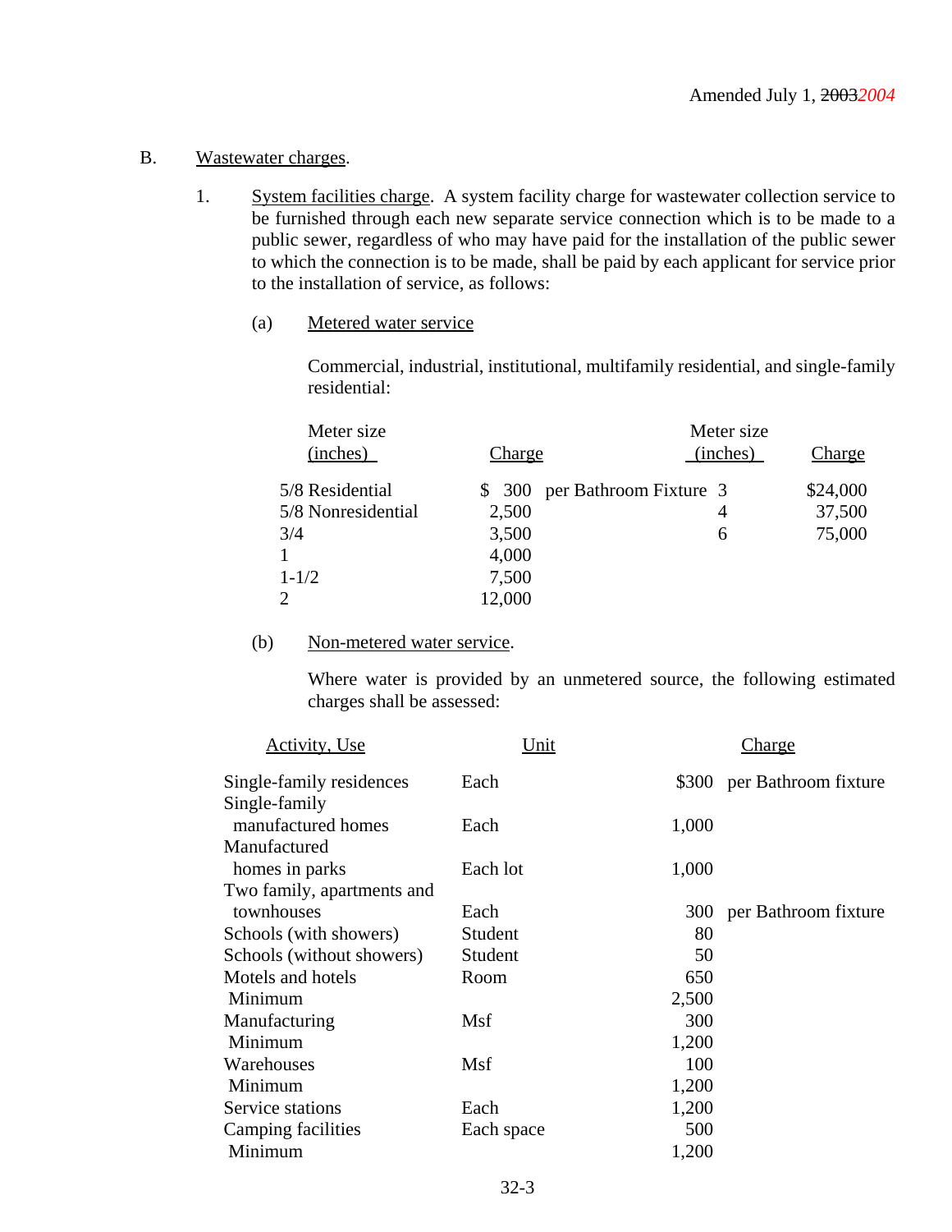Amended July 1, ~~2003~~*2004*

B. Wastewater charges.

1. System facilities charge. A system facility charge for wastewater collection service to be furnished through each new separate service connection which is to be made to a public sewer, regardless of who may have paid for the installation of the public sewer to which the connection is to be made, shall be paid by each applicant for service prior to the installation of service, as follows:

(a) Metered water service

Commercial, industrial, institutional, multifamily residential, and single-family residential:

| Meter size (inches) | Charge | Meter size (inches) | Charge |
|---|---|---|---|
| 5/8 Residential | $ 300 per Bathroom Fixture | 3 | $24,000 |
| 5/8 Nonresidential | 2,500 | 4 | 37,500 |
| 3/4 | 3,500 | 6 | 75,000 |
| 1 | 4,000 | | |
| 1-1/2 | 7,500 | | |
| 2 | 12,000 | | |

(b) Non-metered water service.

Where water is provided by an unmetered source, the following estimated charges shall be assessed:

| Activity, Use | Unit | Charge |
|---|---|---|
| Single-family residences | Each | $300 per Bathroom fixture |
| Single-family manufactured homes | Each | 1,000 |
| Manufactured homes in parks | Each lot | 1,000 |
| Two family, apartments and townhouses | Each | 300 per Bathroom fixture |
| Schools (with showers) | Student | 80 |
| Schools (without showers) | Student | 50 |
| Motels and hotels | Room | 650 |
| Minimum | | 2,500 |
| Manufacturing | Msf | 300 |
| Minimum | | 1,200 |
| Warehouses | Msf | 100 |
| Minimum | | 1,200 |
| Service stations | Each | 1,200 |
| Camping facilities | Each space | 500 |
| Minimum | | 1,200 |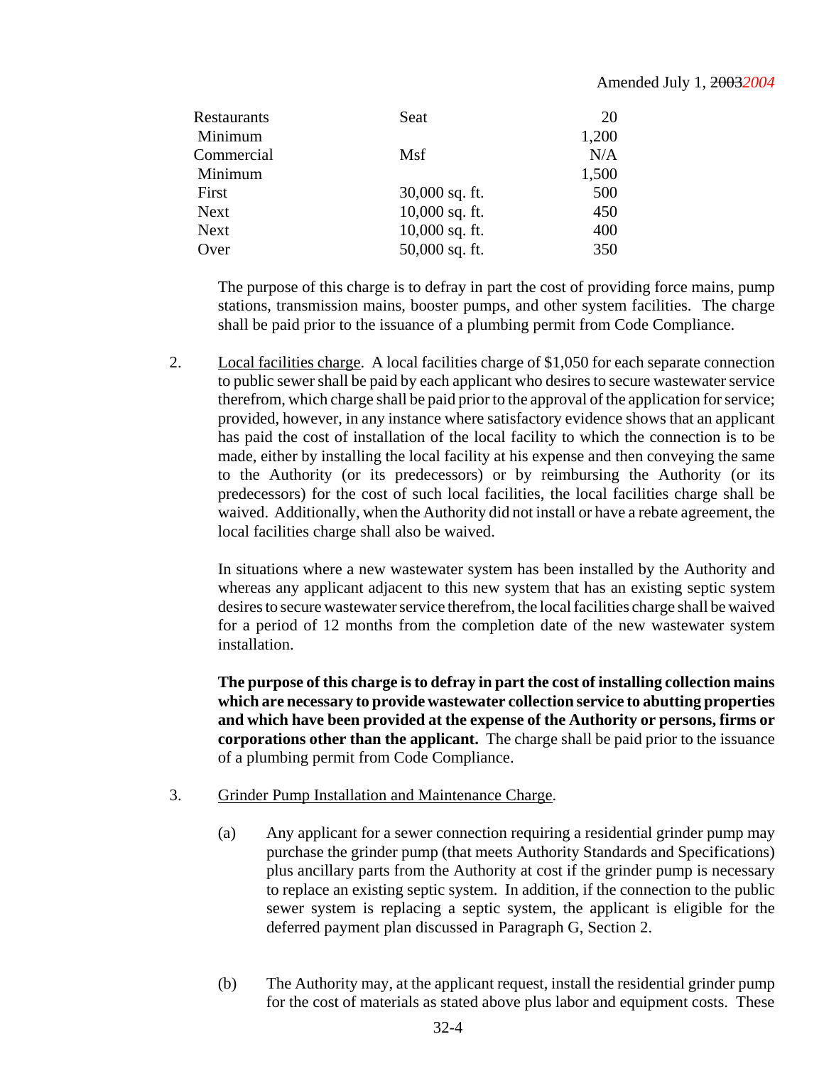Amended July 1, ~~2003~~*2004*

| | | |
|---|---|---|
| Restaurants | Seat | 20 |
| Minimum | | 1,200 |
| Commercial | Msf | N/A |
| Minimum | | 1,500 |
| First | 30,000 sq. ft. | 500 |
| Next | 10,000 sq. ft. | 450 |
| Next | 10,000 sq. ft. | 400 |
| Over | 50,000 sq. ft. | 350 |

The purpose of this charge is to defray in part the cost of providing force mains, pump stations, transmission mains, booster pumps, and other system facilities. The charge shall be paid prior to the issuance of a plumbing permit from Code Compliance.

2. Local facilities charge. A local facilities charge of $1,050 for each separate connection to public sewer shall be paid by each applicant who desires to secure wastewater service therefrom, which charge shall be paid prior to the approval of the application for service; provided, however, in any instance where satisfactory evidence shows that an applicant has paid the cost of installation of the local facility to which the connection is to be made, either by installing the local facility at his expense and then conveying the same to the Authority (or its predecessors) or by reimbursing the Authority (or its predecessors) for the cost of such local facilities, the local facilities charge shall be waived. Additionally, when the Authority did not install or have a rebate agreement, the local facilities charge shall also be waived.

   In situations where a new wastewater system has been installed by the Authority and whereas any applicant adjacent to this new system that has an existing septic system desires to secure wastewater service therefrom, the local facilities charge shall be waived for a period of 12 months from the completion date of the new wastewater system installation.

   **The purpose of this charge is to defray in part the cost of installing collection mains which are necessary to provide wastewater collection service to abutting properties and which have been provided at the expense of the Authority or persons, firms or corporations other than the applicant.** The charge shall be paid prior to the issuance of a plumbing permit from Code Compliance.

3. Grinder Pump Installation and Maintenance Charge.

   (a) Any applicant for a sewer connection requiring a residential grinder pump may purchase the grinder pump (that meets Authority Standards and Specifications) plus ancillary parts from the Authority at cost if the grinder pump is necessary to replace an existing septic system. In addition, if the connection to the public sewer system is replacing a septic system, the applicant is eligible for the deferred payment plan discussed in Paragraph G, Section 2.

   (b) The Authority may, at the applicant request, install the residential grinder pump for the cost of materials as stated above plus labor and equipment costs. These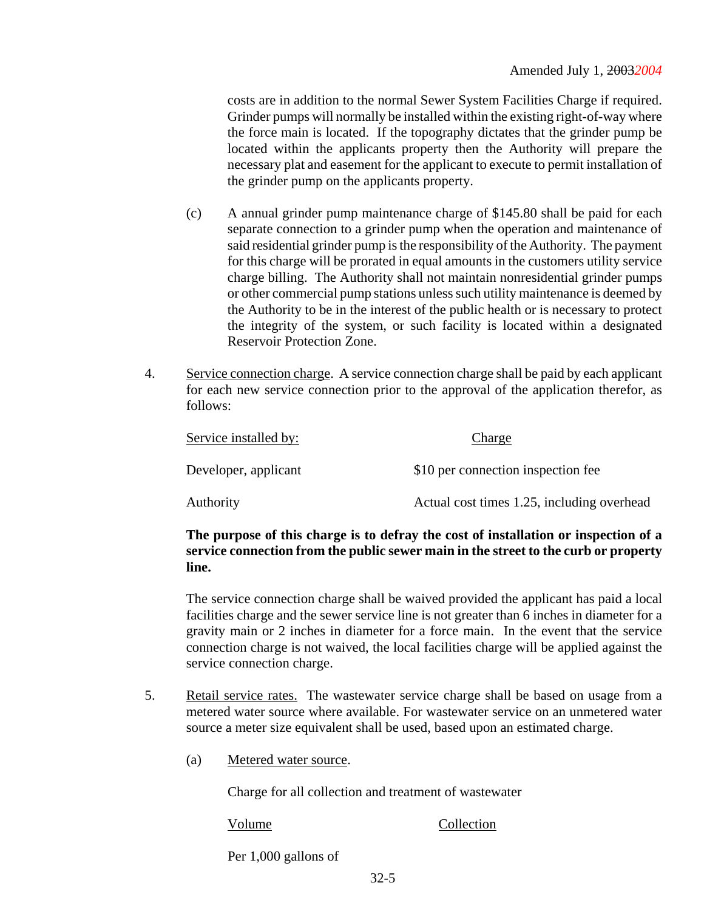costs are in addition to the normal Sewer System Facilities Charge if required. Grinder pumps will normally be installed within the existing right-of-way where the force main is located. If the topography dictates that the grinder pump be located within the applicants property then the Authority will prepare the necessary plat and easement for the applicant to execute to permit installation of the grinder pump on the applicants property.

(c) A annual grinder pump maintenance charge of $145.80 shall be paid for each separate connection to a grinder pump when the operation and maintenance of said residential grinder pump is the responsibility of the Authority. The payment for this charge will be prorated in equal amounts in the customers utility service charge billing. The Authority shall not maintain nonresidential grinder pumps or other commercial pump stations unless such utility maintenance is deemed by the Authority to be in the interest of the public health or is necessary to protect the integrity of the system, or such facility is located within a designated Reservoir Protection Zone.

4. <u>Service connection charge</u>. A service connection charge shall be paid by each applicant for each new service connection prior to the approval of the application therefor, as follows:

| Service installed by: | Charge |
|---|---|
| Developer, applicant | $10 per connection inspection fee |
| Authority | Actual cost times 1.25, including overhead |

**The purpose of this charge is to defray the cost of installation or inspection of a service connection from the public sewer main in the street to the curb or property line.**

The service connection charge shall be waived provided the applicant has paid a local facilities charge and the sewer service line is not greater than 6 inches in diameter for a gravity main or 2 inches in diameter for a force main. In the event that the service connection charge is not waived, the local facilities charge will be applied against the service connection charge.

5. <u>Retail service rates.</u> The wastewater service charge shall be based on usage from a metered water source where available. For wastewater service on an unmetered water source a meter size equivalent shall be used, based upon an estimated charge.

(a) <u>Metered water source</u>.

Charge for all collection and treatment of wastewater

| Volume | Collection |
|---|---|
| Per 1,000 gallons of | |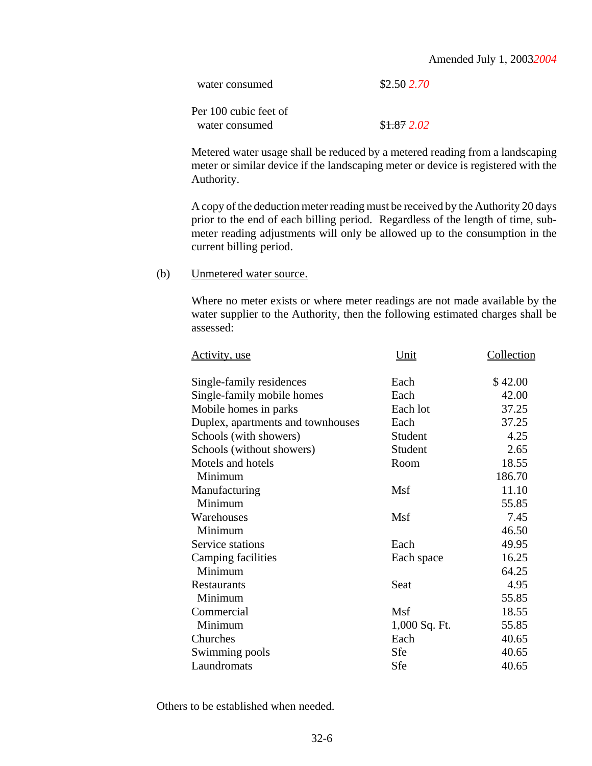Amended July 1, ~~2003~~ *2004*

| | |
|---|---|
| water consumed | $~~2.50~~ *2.70* |
| Per 100 cubic feet of water consumed | $~~1.87~~ *2.02* |

Metered water usage shall be reduced by a metered reading from a landscaping meter or similar device if the landscaping meter or device is registered with the Authority.

A copy of the deduction meter reading must be received by the Authority 20 days prior to the end of each billing period. Regardless of the length of time, sub-meter reading adjustments will only be allowed up to the consumption in the current billing period.

(b) Unmetered water source.

Where no meter exists or where meter readings are not made available by the water supplier to the Authority, then the following estimated charges shall be assessed:

| Activity, use | Unit | Collection |
|---|---|---|
| Single-family residences | Each | $ 42.00 |
| Single-family mobile homes | Each | 42.00 |
| Mobile homes in parks | Each lot | 37.25 |
| Duplex, apartments and townhouses | Each | 37.25 |
| Schools (with showers) | Student | 4.25 |
| Schools (without showers) | Student | 2.65 |
| Motels and hotels | Room | 18.55 |
| Minimum | | 186.70 |
| Manufacturing | Msf | 11.10 |
| Minimum | | 55.85 |
| Warehouses | Msf | 7.45 |
| Minimum | | 46.50 |
| Service stations | Each | 49.95 |
| Camping facilities | Each space | 16.25 |
| Minimum | | 64.25 |
| Restaurants | Seat | 4.95 |
| Minimum | | 55.85 |
| Commercial | Msf | 18.55 |
| Minimum | 1,000 Sq. Ft. | 55.85 |
| Churches | Each | 40.65 |
| Swimming pools | Sfe | 40.65 |
| Laundromats | Sfe | 40.65 |

Others to be established when needed.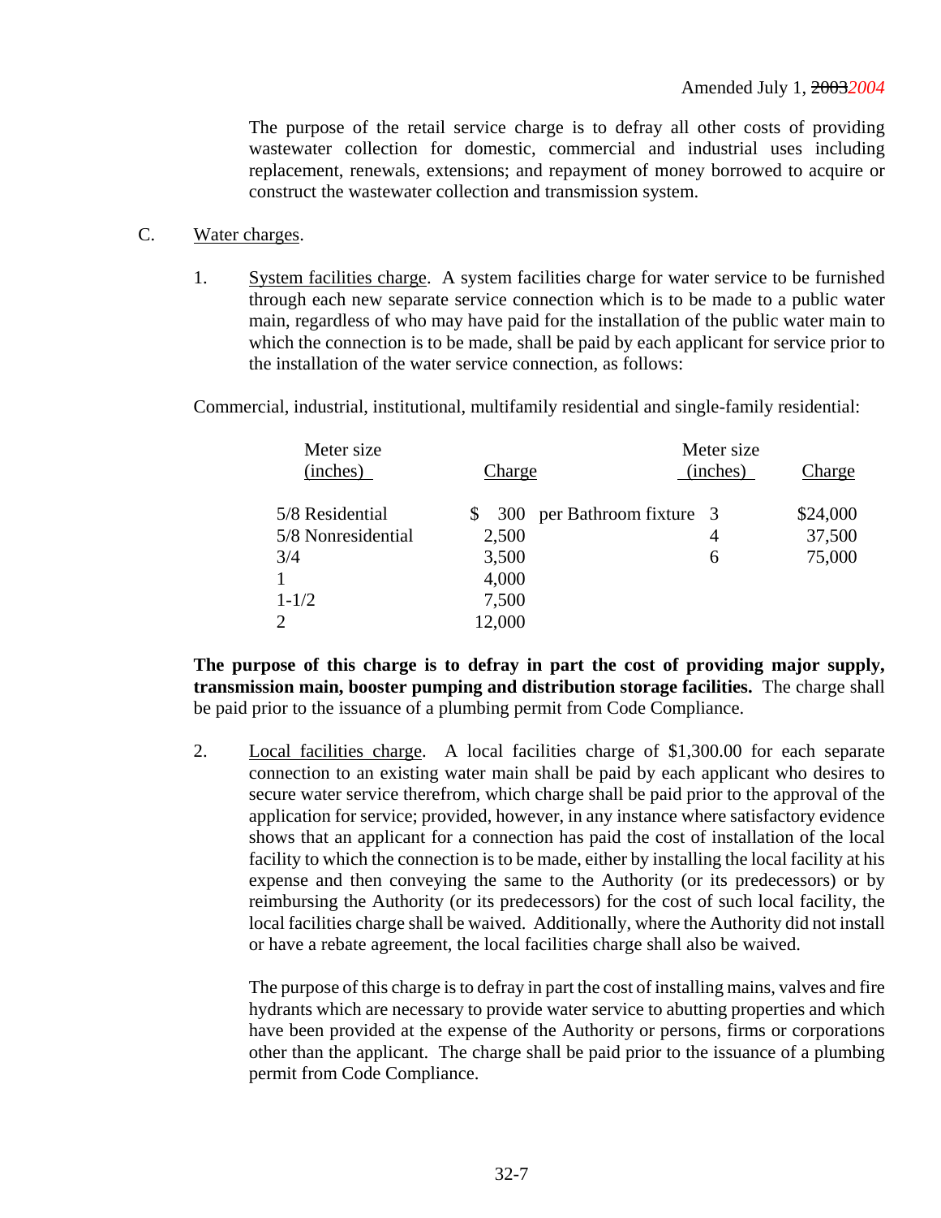Amended July 1, ~~2003~~*2004*

The purpose of the retail service charge is to defray all other costs of providing wastewater collection for domestic, commercial and industrial uses including replacement, renewals, extensions; and repayment of money borrowed to acquire or construct the wastewater collection and transmission system.

C. Water charges.

1. System facilities charge. A system facilities charge for water service to be furnished through each new separate service connection which is to be made to a public water main, regardless of who may have paid for the installation of the public water main to which the connection is to be made, shall be paid by each applicant for service prior to the installation of the water service connection, as follows:

Commercial, industrial, institutional, multifamily residential and single-family residential:

| Meter size (inches) | Charge | Meter size (inches) | Charge |
|---|---|---|---|
| 5/8 Residential | $ 300 per Bathroom fixture | 3 | $24,000 |
| 5/8 Nonresidential | 2,500 | 4 | 37,500 |
| 3/4 | 3,500 | 6 | 75,000 |
| 1 | 4,000 | | |
| 1-1/2 | 7,500 | | |
| 2 | 12,000 | | |

**The purpose of this charge is to defray in part the cost of providing major supply, transmission main, booster pumping and distribution storage facilities.** The charge shall be paid prior to the issuance of a plumbing permit from Code Compliance.

2. Local facilities charge. A local facilities charge of $1,300.00 for each separate connection to an existing water main shall be paid by each applicant who desires to secure water service therefrom, which charge shall be paid prior to the approval of the application for service; provided, however, in any instance where satisfactory evidence shows that an applicant for a connection has paid the cost of installation of the local facility to which the connection is to be made, either by installing the local facility at his expense and then conveying the same to the Authority (or its predecessors) or by reimbursing the Authority (or its predecessors) for the cost of such local facility, the local facilities charge shall be waived. Additionally, where the Authority did not install or have a rebate agreement, the local facilities charge shall also be waived.

The purpose of this charge is to defray in part the cost of installing mains, valves and fire hydrants which are necessary to provide water service to abutting properties and which have been provided at the expense of the Authority or persons, firms or corporations other than the applicant. The charge shall be paid prior to the issuance of a plumbing permit from Code Compliance.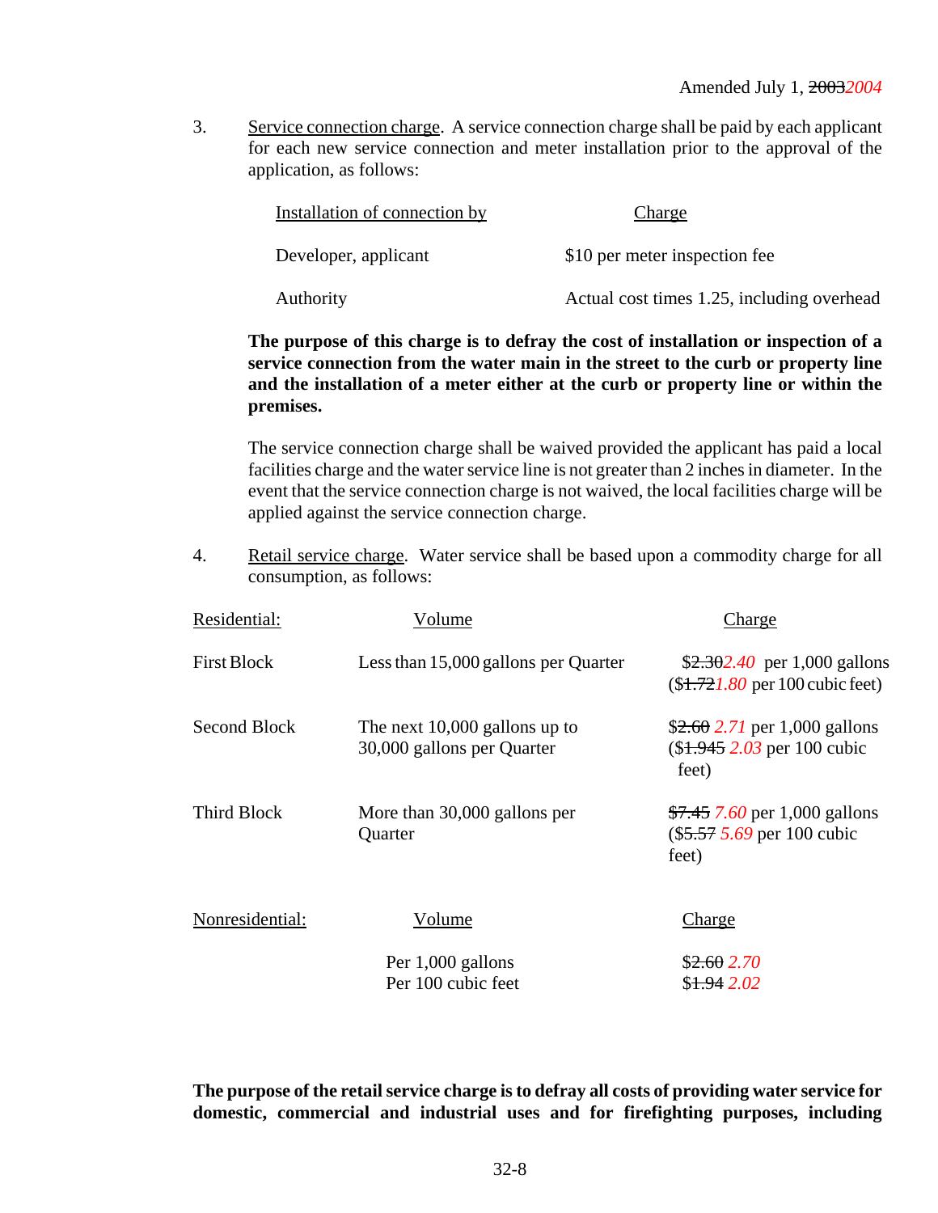Amended July 1, ~~2003~~*2004*

3. Service connection charge. A service connection charge shall be paid by each applicant for each new service connection and meter installation prior to the approval of the application, as follows:

| Installation of connection by | Charge |
|---|---|
| Developer, applicant | $10 per meter inspection fee |
| Authority | Actual cost times 1.25, including overhead |

**The purpose of this charge is to defray the cost of installation or inspection of a service connection from the water main in the street to the curb or property line and the installation of a meter either at the curb or property line or within the premises.**

The service connection charge shall be waived provided the applicant has paid a local facilities charge and the water service line is not greater than 2 inches in diameter. In the event that the service connection charge is not waived, the local facilities charge will be applied against the service connection charge.

4. Retail service charge. Water service shall be based upon a commodity charge for all consumption, as follows:

| Residential: | Volume | Charge |
|---|---|---|
| First Block | Less than 15,000 gallons per Quarter | $~~2.30~~*2.40* per 1,000 gallons ($~~1.72~~*1.80* per 100 cubic feet) |
| Second Block | The next 10,000 gallons up to 30,000 gallons per Quarter | $~~2.60~~ *2.71* per 1,000 gallons ($~~1.945~~ *2.03* per 100 cubic feet) |
| Third Block | More than 30,000 gallons per Quarter | ~~$7.45~~ *7.60* per 1,000 gallons ($~~5.57~~ *5.69* per 100 cubic feet) |

| Nonresidential: | Volume | Charge |
|---|---|---|
| | Per 1,000 gallons | $~~2.60~~ *2.70* |
| | Per 100 cubic feet | $~~1.94~~ *2.02* |

**The purpose of the retail service charge is to defray all costs of providing water service for domestic, commercial and industrial uses and for firefighting purposes, including**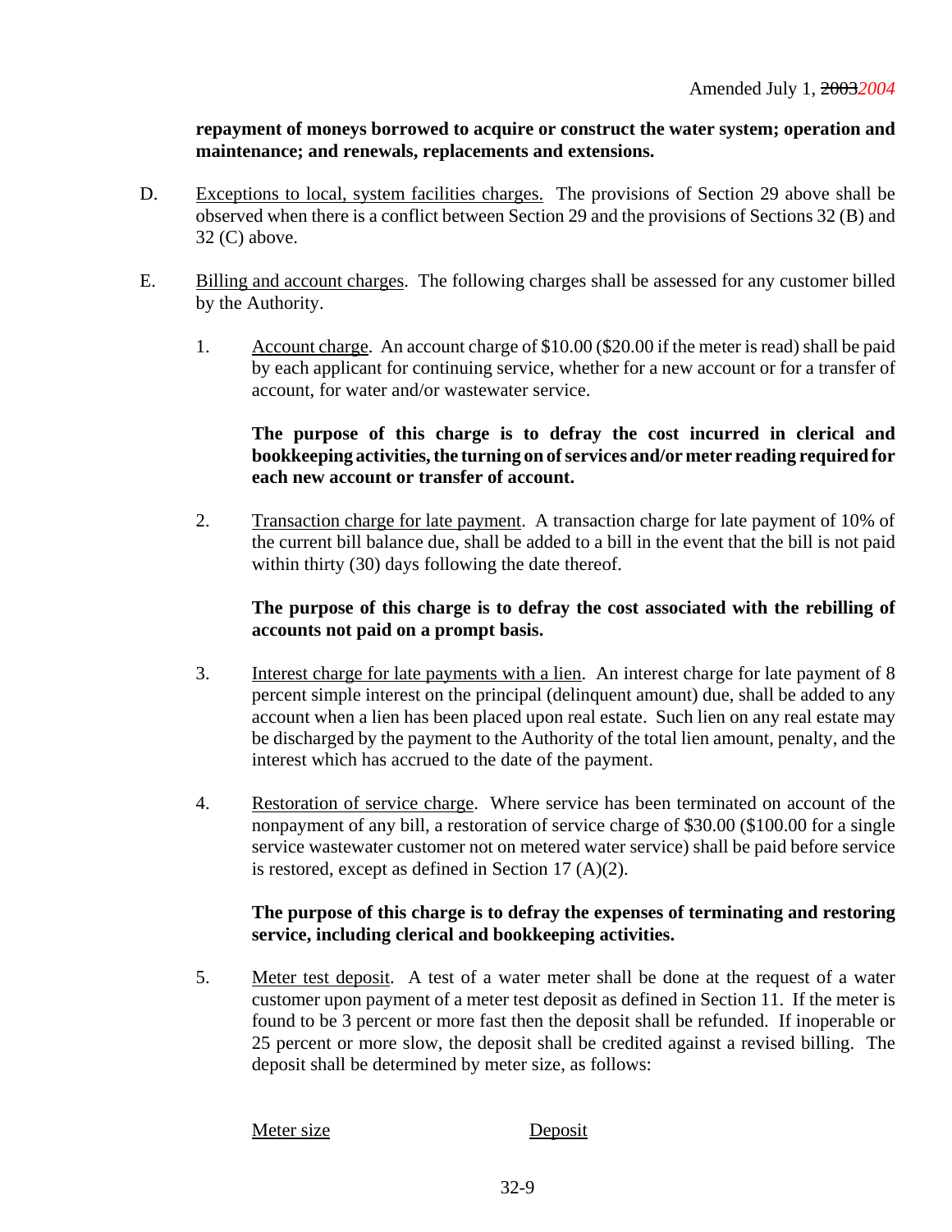Amended July 1, ~~2003~~*2004*

**repayment of moneys borrowed to acquire or construct the water system; operation and maintenance; and renewals, replacements and extensions.**

D. Exceptions to local, system facilities charges. The provisions of Section 29 above shall be observed when there is a conflict between Section 29 and the provisions of Sections 32 (B) and 32 (C) above.

E. Billing and account charges. The following charges shall be assessed for any customer billed by the Authority.

1. Account charge. An account charge of $10.00 ($20.00 if the meter is read) shall be paid by each applicant for continuing service, whether for a new account or for a transfer of account, for water and/or wastewater service.

   **The purpose of this charge is to defray the cost incurred in clerical and bookkeeping activities, the turning on of services and/or meter reading required for each new account or transfer of account.**

2. Transaction charge for late payment. A transaction charge for late payment of 10% of the current bill balance due, shall be added to a bill in the event that the bill is not paid within thirty (30) days following the date thereof.

   **The purpose of this charge is to defray the cost associated with the rebilling of accounts not paid on a prompt basis.**

3. Interest charge for late payments with a lien. An interest charge for late payment of 8 percent simple interest on the principal (delinquent amount) due, shall be added to any account when a lien has been placed upon real estate. Such lien on any real estate may be discharged by the payment to the Authority of the total lien amount, penalty, and the interest which has accrued to the date of the payment.

4. Restoration of service charge. Where service has been terminated on account of the nonpayment of any bill, a restoration of service charge of $30.00 ($100.00 for a single service wastewater customer not on metered water service) shall be paid before service is restored, except as defined in Section 17 (A)(2).

   **The purpose of this charge is to defray the expenses of terminating and restoring service, including clerical and bookkeeping activities.**

5. Meter test deposit. A test of a water meter shall be done at the request of a water customer upon payment of a meter test deposit as defined in Section 11. If the meter is found to be 3 percent or more fast then the deposit shall be refunded. If inoperable or 25 percent or more slow, the deposit shall be credited against a revised billing. The deposit shall be determined by meter size, as follows:

| Meter size | Deposit |
|---|---|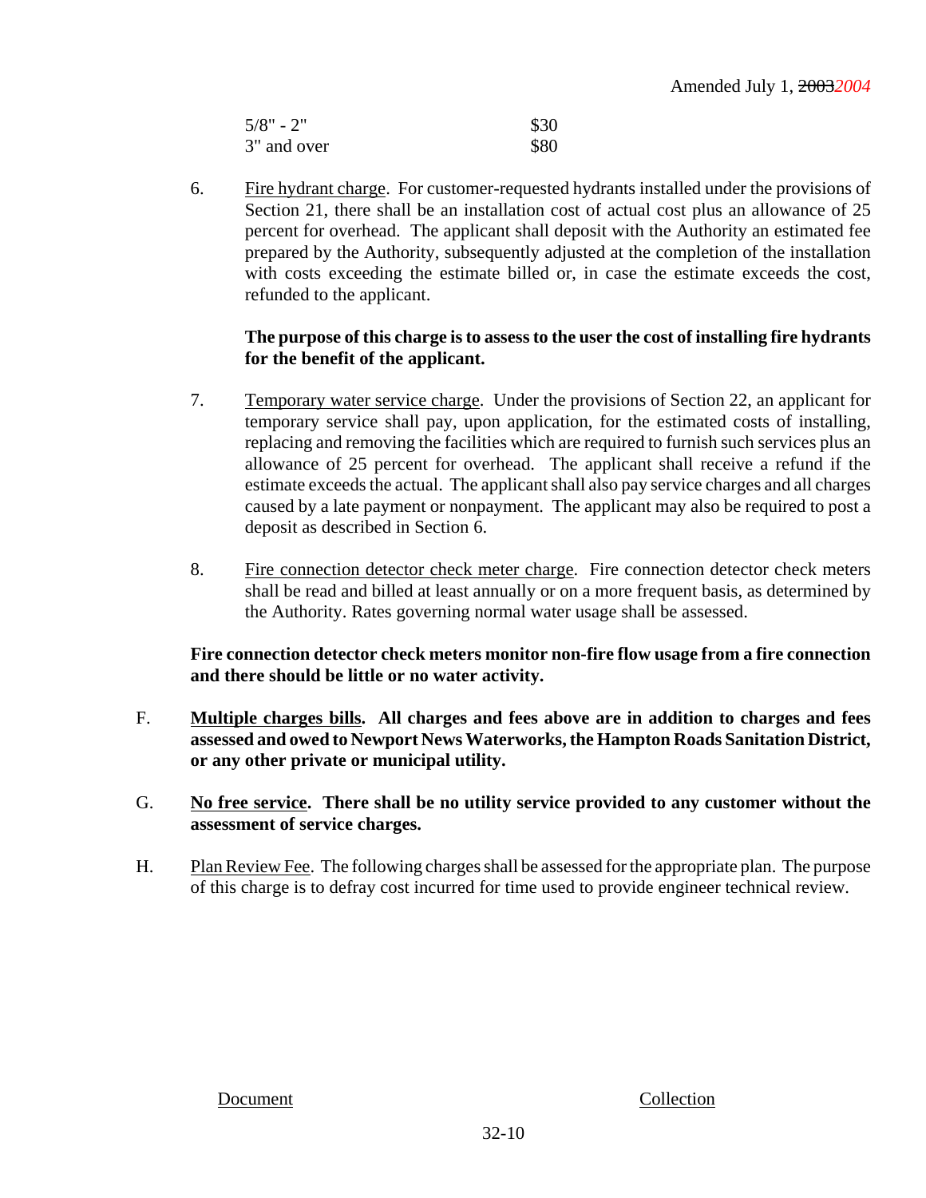| | |
|---|---|
| 5/8" - 2" | $30 |
| 3" and over | $80 |

6. Fire hydrant charge. For customer-requested hydrants installed under the provisions of Section 21, there shall be an installation cost of actual cost plus an allowance of 25 percent for overhead. The applicant shall deposit with the Authority an estimated fee prepared by the Authority, subsequently adjusted at the completion of the installation with costs exceeding the estimate billed or, in case the estimate exceeds the cost, refunded to the applicant.

   **The purpose of this charge is to assess to the user the cost of installing fire hydrants for the benefit of the applicant.**

7. Temporary water service charge. Under the provisions of Section 22, an applicant for temporary service shall pay, upon application, for the estimated costs of installing, replacing and removing the facilities which are required to furnish such services plus an allowance of 25 percent for overhead. The applicant shall receive a refund if the estimate exceeds the actual. The applicant shall also pay service charges and all charges caused by a late payment or nonpayment. The applicant may also be required to post a deposit as described in Section 6.

8. Fire connection detector check meter charge. Fire connection detector check meters shall be read and billed at least annually or on a more frequent basis, as determined by the Authority. Rates governing normal water usage shall be assessed.

**Fire connection detector check meters monitor non-fire flow usage from a fire connection and there should be little or no water activity.**

F. **Multiple charges bills. All charges and fees above are in addition to charges and fees assessed and owed to Newport News Waterworks, the Hampton Roads Sanitation District, or any other private or municipal utility.**

G. **No free service. There shall be no utility service provided to any customer without the assessment of service charges.**

H. Plan Review Fee. The following charges shall be assessed for the appropriate plan. The purpose of this charge is to defray cost incurred for time used to provide engineer technical review.

| Document | Collection |
|---|---|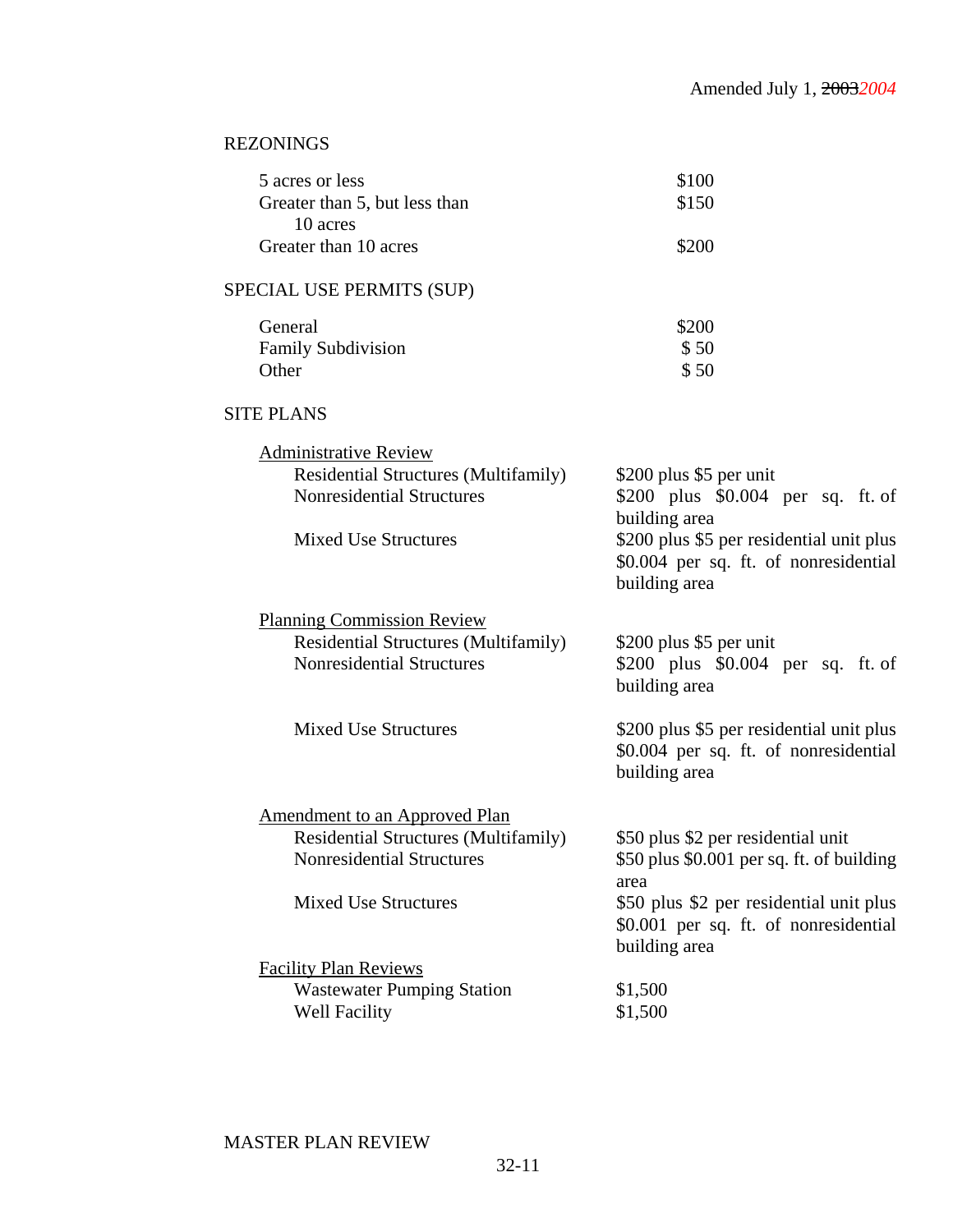Amended July 1, ~~2003~~*2004*

REZONINGS

| | |
|---|---|
| 5 acres or less | $100 |
| Greater than 5, but less than 10 acres | $150 |
| Greater than 10 acres | $200 |

SPECIAL USE PERMITS (SUP)

| | |
|---|---|
| General | $200 |
| Family Subdivision | $ 50 |
| Other | $ 50 |

SITE PLANS

| | |
|---|---|
| <u>Administrative Review</u> | |
| Residential Structures (Multifamily) | $200 plus $5 per unit |
| Nonresidential Structures | $200 plus $0.004 per sq. ft. of building area |
| Mixed Use Structures | $200 plus $5 per residential unit plus $0.004 per sq. ft. of nonresidential building area |
| <u>Planning Commission Review</u> | |
| Residential Structures (Multifamily) | $200 plus $5 per unit |
| Nonresidential Structures | $200 plus $0.004 per sq. ft. of building area |
| Mixed Use Structures | $200 plus $5 per residential unit plus $0.004 per sq. ft. of nonresidential building area |
| <u>Amendment to an Approved Plan</u> | |
| Residential Structures (Multifamily) | $50 plus $2 per residential unit |
| Nonresidential Structures | $50 plus $0.001 per sq. ft. of building area |
| Mixed Use Structures | $50 plus $2 per residential unit plus $0.001 per sq. ft. of nonresidential building area |
| <u>Facility Plan Reviews</u> | |
| Wastewater Pumping Station | $1,500 |
| Well Facility | $1,500 |

MASTER PLAN REVIEW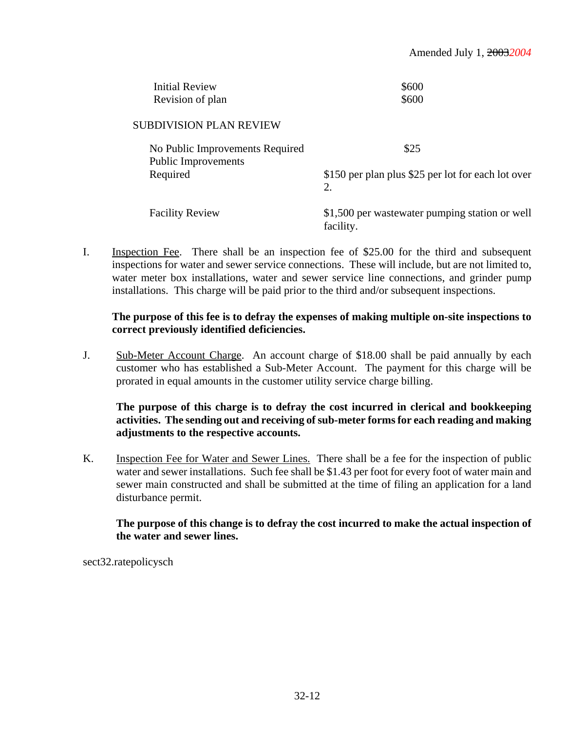Amended July 1, ~~2003~~*2004*

| | |
|---|---|
| Initial Review | $600 |
| Revision of plan | $600 |

SUBDIVISION PLAN REVIEW

| | |
|---|---|
| No Public Improvements Required | $25 |
| Public Improvements Required | $150 per plan plus $25 per lot for each lot over 2. |
| Facility Review | $1,500 per wastewater pumping station or well facility. |

I. <u>Inspection Fee</u>. There shall be an inspection fee of $25.00 for the third and subsequent inspections for water and sewer service connections. These will include, but are not limited to, water meter box installations, water and sewer service line connections, and grinder pump installations. This charge will be paid prior to the third and/or subsequent inspections.

**The purpose of this fee is to defray the expenses of making multiple on-site inspections to correct previously identified deficiencies.**

J. <u>Sub-Meter Account Charge</u>. An account charge of $18.00 shall be paid annually by each customer who has established a Sub-Meter Account. The payment for this charge will be prorated in equal amounts in the customer utility service charge billing.

**The purpose of this charge is to defray the cost incurred in clerical and bookkeeping activities. The sending out and receiving of sub-meter forms for each reading and making adjustments to the respective accounts.**

K. <u>Inspection Fee for Water and Sewer Lines.</u> There shall be a fee for the inspection of public water and sewer installations. Such fee shall be $1.43 per foot for every foot of water main and sewer main constructed and shall be submitted at the time of filing an application for a land disturbance permit.

**The purpose of this change is to defray the cost incurred to make the actual inspection of the water and sewer lines.**

sect32.ratepolicysch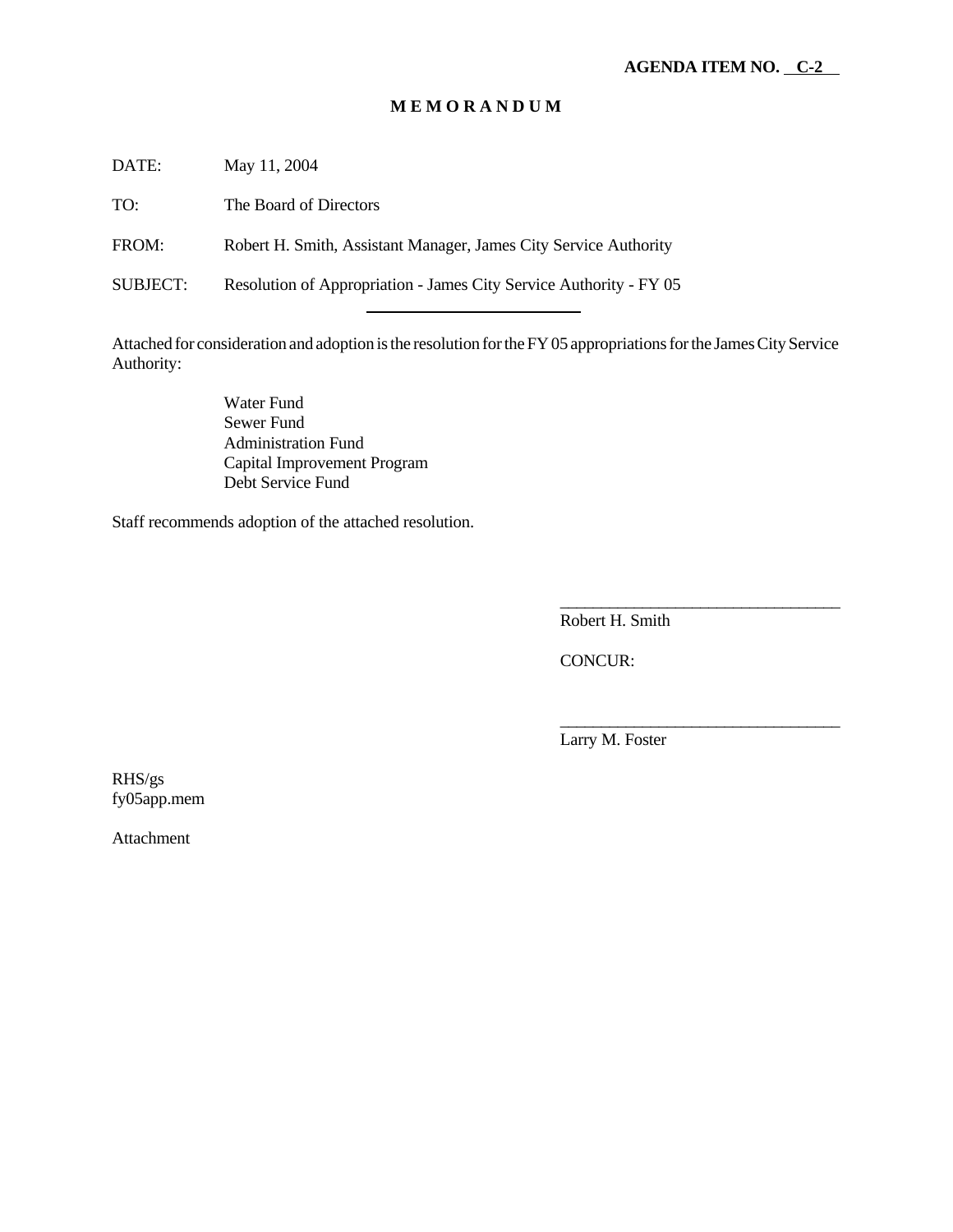**AGENDA ITEM NO. C-2**

# M E M O R A N D U M

DATE: May 11, 2004

TO: The Board of Directors

FROM: Robert H. Smith, Assistant Manager, James City Service Authority

SUBJECT: Resolution of Appropriation - James City Service Authority - FY 05

Attached for consideration and adoption is the resolution for the FY 05 appropriations for the James City Service Authority:

Water Fund
Sewer Fund
Administration Fund
Capital Improvement Program
Debt Service Fund

Staff recommends adoption of the attached resolution.

_________________________________
Robert H. Smith

CONCUR:

_________________________________
Larry M. Foster

RHS/gs
fy05app.mem

Attachment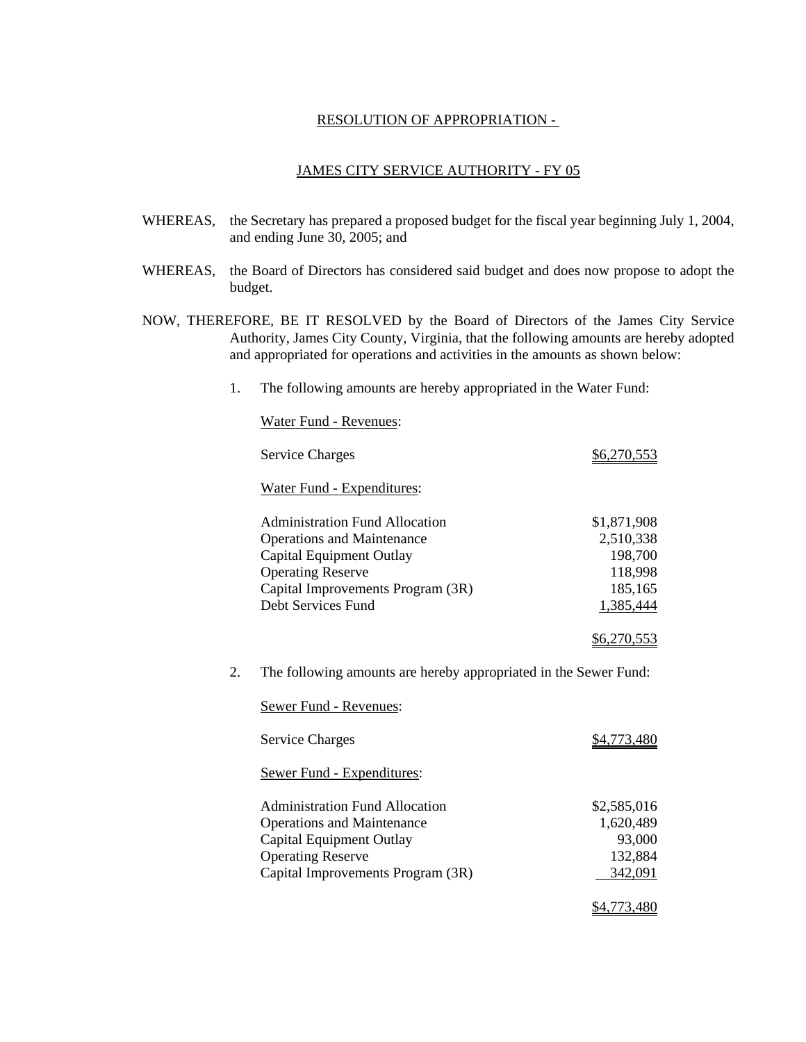RESOLUTION OF APPROPRIATION -

JAMES CITY SERVICE AUTHORITY - FY 05

WHEREAS, the Secretary has prepared a proposed budget for the fiscal year beginning July 1, 2004, and ending June 30, 2005; and

WHEREAS, the Board of Directors has considered said budget and does now propose to adopt the budget.

NOW, THEREFORE, BE IT RESOLVED by the Board of Directors of the James City Service Authority, James City County, Virginia, that the following amounts are hereby adopted and appropriated for operations and activities in the amounts as shown below:

1. The following amounts are hereby appropriated in the Water Fund:

Water Fund - Revenues:

| | |
|---|---|
| Service Charges | $6,270,553 |

Water Fund - Expenditures:

| | |
|---|---|
| Administration Fund Allocation | $1,871,908 |
| Operations and Maintenance | 2,510,338 |
| Capital Equipment Outlay | 198,700 |
| Operating Reserve | 118,998 |
| Capital Improvements Program (3R) | 185,165 |
| Debt Services Fund | 1,385,444 |
| | $6,270,553 |

2. The following amounts are hereby appropriated in the Sewer Fund:

Sewer Fund - Revenues:

| | |
|---|---|
| Service Charges | $4,773,480 |

Sewer Fund - Expenditures:

| | |
|---|---|
| Administration Fund Allocation | $2,585,016 |
| Operations and Maintenance | 1,620,489 |
| Capital Equipment Outlay | 93,000 |
| Operating Reserve | 132,884 |
| Capital Improvements Program (3R) | 342,091 |
| | $4,773,480 |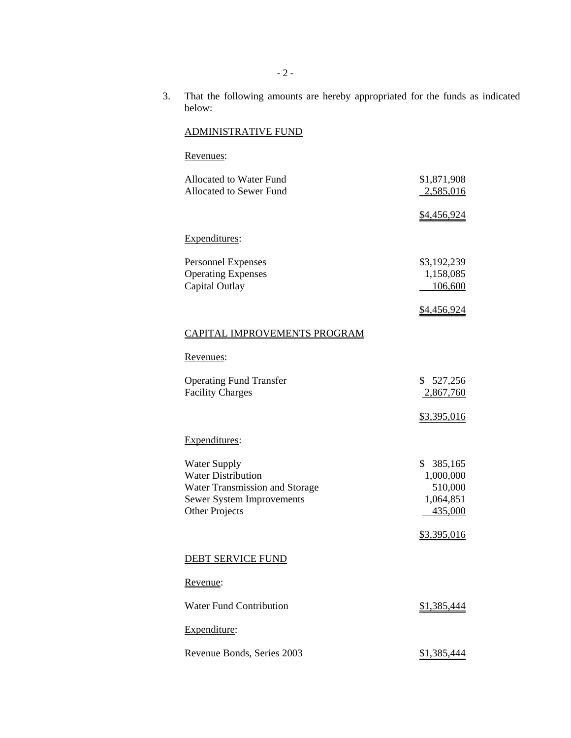3. That the following amounts are hereby appropriated for the funds as indicated below:

ADMINISTRATIVE FUND

Revenues:

| | |
|---|---|
| Allocated to Water Fund | \$1,871,908 |
| Allocated to Sewer Fund | 2,585,016 |
| | \$4,456,924 |

Expenditures:

| | |
|---|---|
| Personnel Expenses | \$3,192,239 |
| Operating Expenses | 1,158,085 |
| Capital Outlay | 106,600 |
| | \$4,456,924 |

CAPITAL IMPROVEMENTS PROGRAM

Revenues:

| | |
|---|---|
| Operating Fund Transfer | \$ 527,256 |
| Facility Charges | 2,867,760 |
| | \$3,395,016 |

Expenditures:

| | |
|---|---|
| Water Supply | \$ 385,165 |
| Water Distribution | 1,000,000 |
| Water Transmission and Storage | 510,000 |
| Sewer System Improvements | 1,064,851 |
| Other Projects | 435,000 |
| | \$3,395,016 |

DEBT SERVICE FUND

Revenue:

| | |
|---|---|
| Water Fund Contribution | \$1,385,444 |

Expenditure:

| | |
|---|---|
| Revenue Bonds, Series 2003 | \$1,385,444 |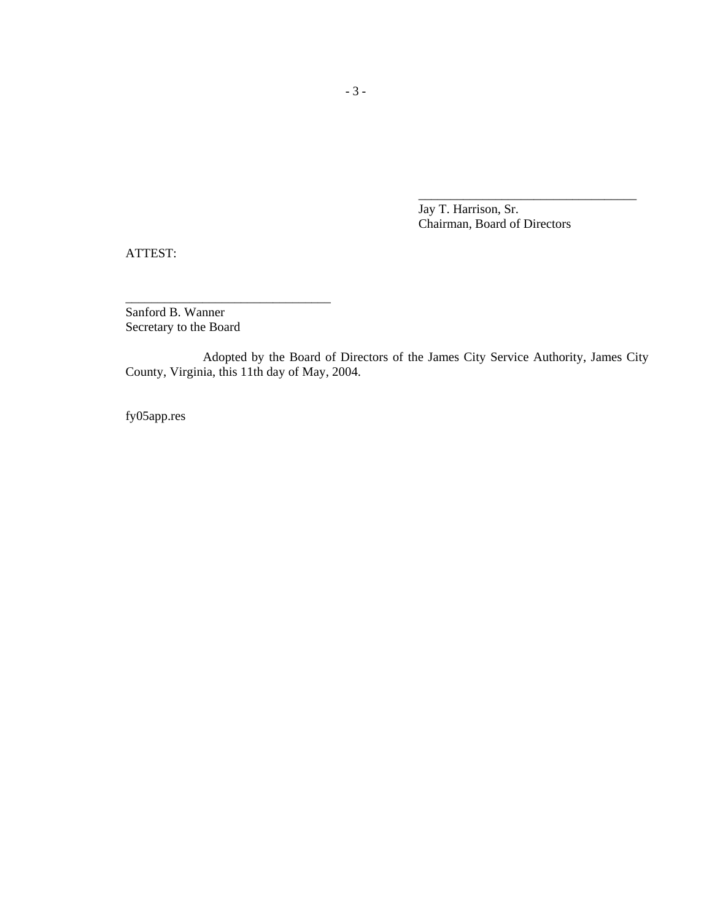\_\_\_\_\_\_\_\_\_\_\_\_\_\_\_\_\_\_\_\_\_\_\_\_\_\_\_\_\_\_\_\_\_\_\_\_

Jay T. Harrison, Sr.
Chairman, Board of Directors

ATTEST:

\_\_\_\_\_\_\_\_\_\_\_\_\_\_\_\_\_\_\_\_\_\_\_\_\_\_\_\_\_\_\_\_\_\_

Sanford B. Wanner
Secretary to the Board

Adopted by the Board of Directors of the James City Service Authority, James City County, Virginia, this 11th day of May, 2004.

fy05app.res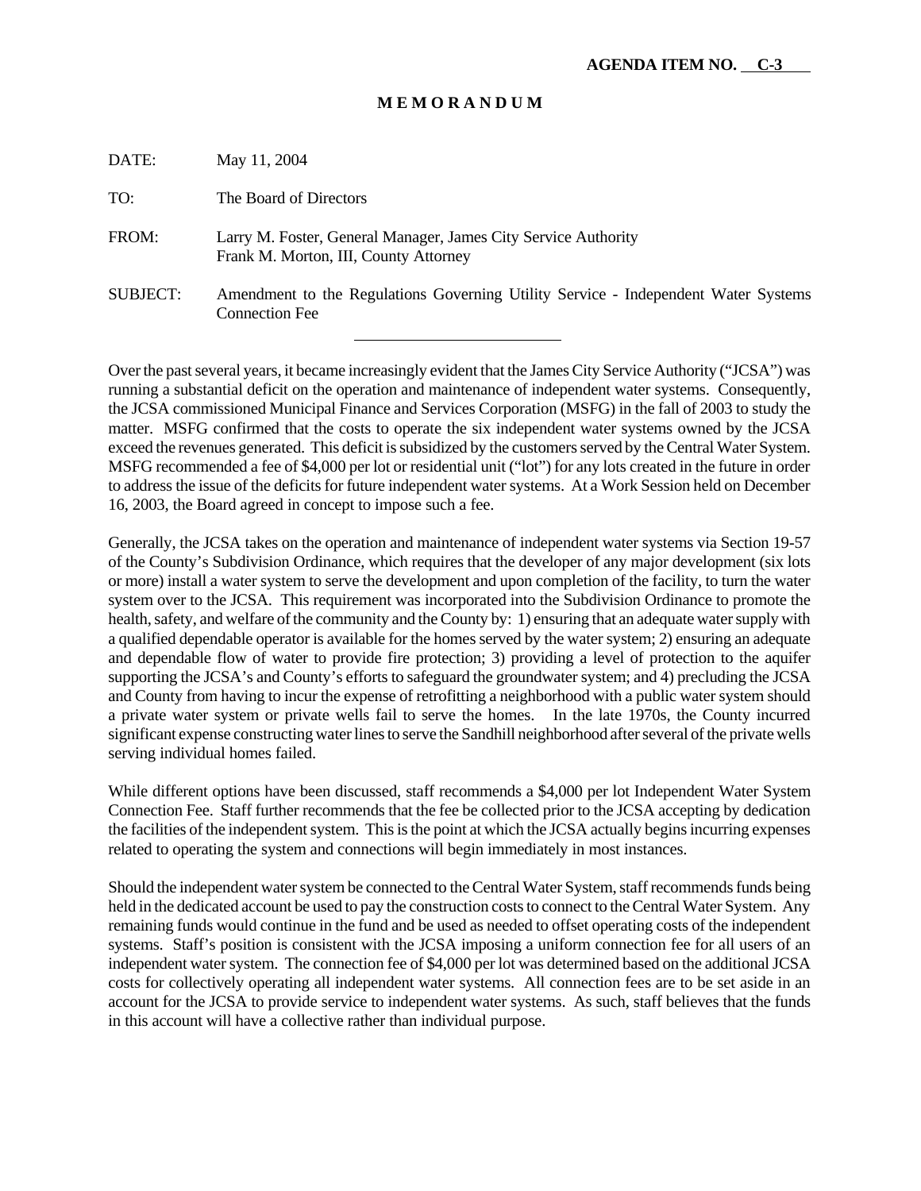**AGENDA ITEM NO. C-3**

# M E M O R A N D U M

DATE: May 11, 2004

TO: The Board of Directors

FROM: Larry M. Foster, General Manager, James City Service Authority
Frank M. Morton, III, County Attorney

SUBJECT: Amendment to the Regulations Governing Utility Service - Independent Water Systems Connection Fee

---

Over the past several years, it became increasingly evident that the James City Service Authority ("JCSA") was running a substantial deficit on the operation and maintenance of independent water systems. Consequently, the JCSA commissioned Municipal Finance and Services Corporation (MSFG) in the fall of 2003 to study the matter. MSFG confirmed that the costs to operate the six independent water systems owned by the JCSA exceed the revenues generated. This deficit is subsidized by the customers served by the Central Water System. MSFG recommended a fee of $4,000 per lot or residential unit ("lot") for any lots created in the future in order to address the issue of the deficits for future independent water systems. At a Work Session held on December 16, 2003, the Board agreed in concept to impose such a fee.

Generally, the JCSA takes on the operation and maintenance of independent water systems via Section 19-57 of the County's Subdivision Ordinance, which requires that the developer of any major development (six lots or more) install a water system to serve the development and upon completion of the facility, to turn the water system over to the JCSA. This requirement was incorporated into the Subdivision Ordinance to promote the health, safety, and welfare of the community and the County by: 1) ensuring that an adequate water supply with a qualified dependable operator is available for the homes served by the water system; 2) ensuring an adequate and dependable flow of water to provide fire protection; 3) providing a level of protection to the aquifer supporting the JCSA's and County's efforts to safeguard the groundwater system; and 4) precluding the JCSA and County from having to incur the expense of retrofitting a neighborhood with a public water system should a private water system or private wells fail to serve the homes. In the late 1970s, the County incurred significant expense constructing water lines to serve the Sandhill neighborhood after several of the private wells serving individual homes failed.

While different options have been discussed, staff recommends a $4,000 per lot Independent Water System Connection Fee. Staff further recommends that the fee be collected prior to the JCSA accepting by dedication the facilities of the independent system. This is the point at which the JCSA actually begins incurring expenses related to operating the system and connections will begin immediately in most instances.

Should the independent water system be connected to the Central Water System, staff recommends funds being held in the dedicated account be used to pay the construction costs to connect to the Central Water System. Any remaining funds would continue in the fund and be used as needed to offset operating costs of the independent systems. Staff's position is consistent with the JCSA imposing a uniform connection fee for all users of an independent water system. The connection fee of $4,000 per lot was determined based on the additional JCSA costs for collectively operating all independent water systems. All connection fees are to be set aside in an account for the JCSA to provide service to independent water systems. As such, staff believes that the funds in this account will have a collective rather than individual purpose.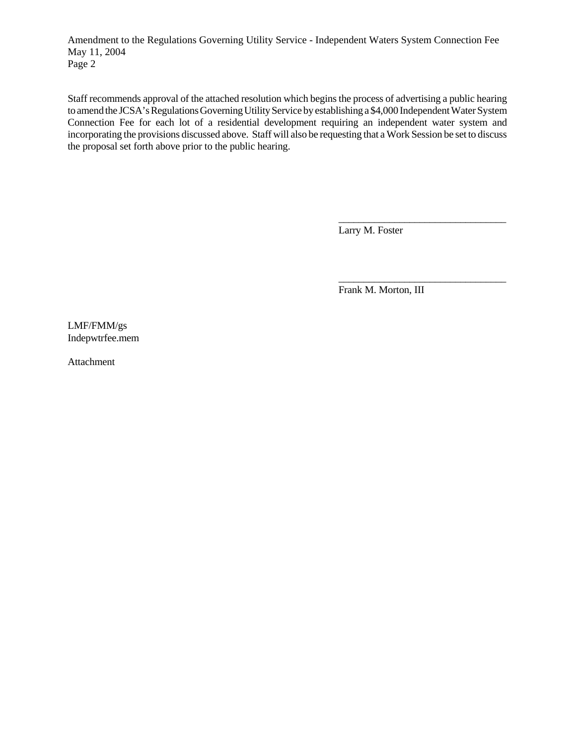Staff recommends approval of the attached resolution which begins the process of advertising a public hearing to amend the JCSA's Regulations Governing Utility Service by establishing a $4,000 Independent Water System Connection Fee for each lot of a residential development requiring an independent water system and incorporating the provisions discussed above. Staff will also be requesting that a Work Session be set to discuss the proposal set forth above prior to the public hearing.

_________________________________
Larry M. Foster

_________________________________
Frank M. Morton, III

LMF/FMM/gs
Indepwtrfee.mem

Attachment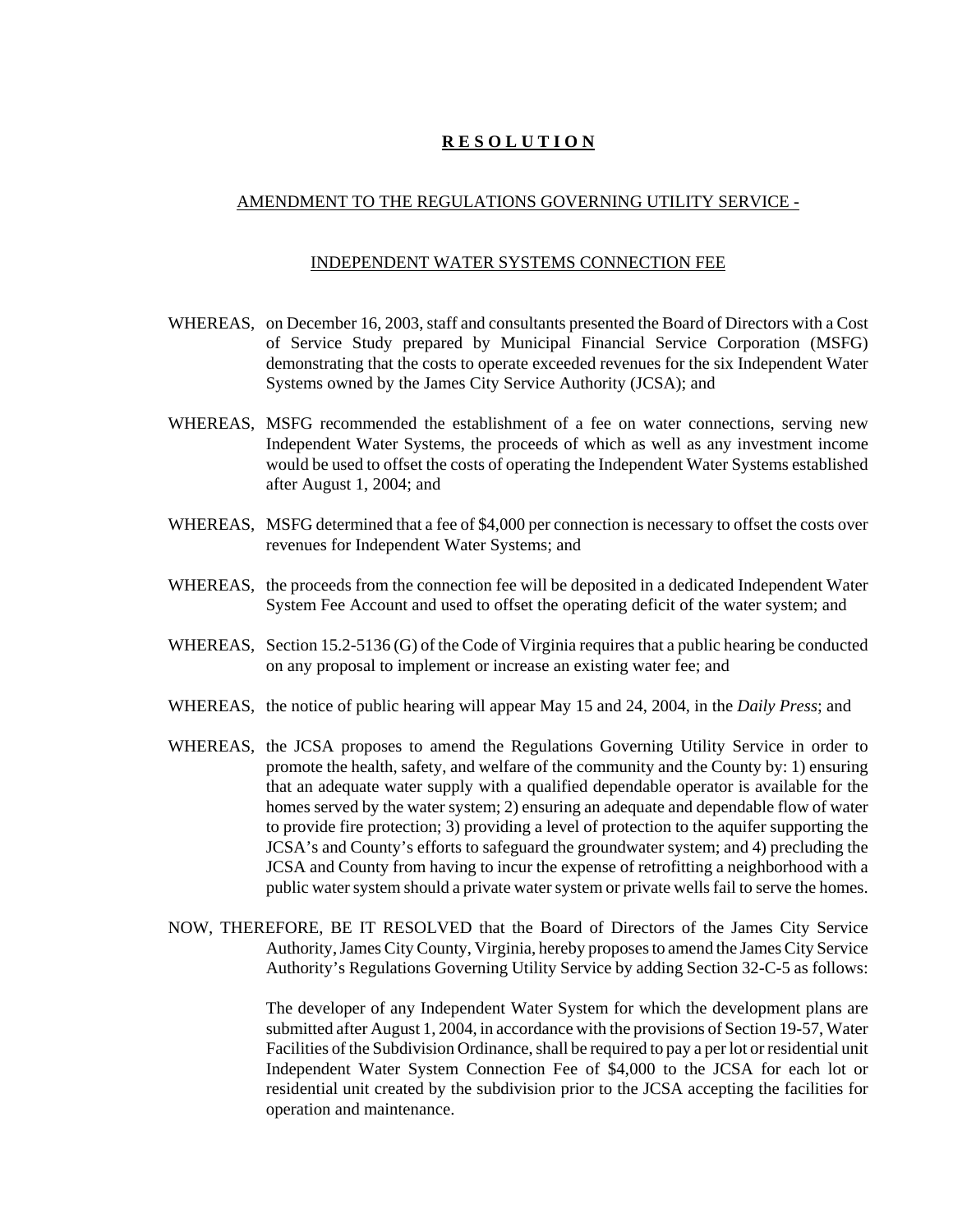# **R E S O L U T I O N**

## AMENDMENT TO THE REGULATIONS GOVERNING UTILITY SERVICE -

## INDEPENDENT WATER SYSTEMS CONNECTION FEE

WHEREAS, on December 16, 2003, staff and consultants presented the Board of Directors with a Cost of Service Study prepared by Municipal Financial Service Corporation (MSFG) demonstrating that the costs to operate exceeded revenues for the six Independent Water Systems owned by the James City Service Authority (JCSA); and

WHEREAS, MSFG recommended the establishment of a fee on water connections, serving new Independent Water Systems, the proceeds of which as well as any investment income would be used to offset the costs of operating the Independent Water Systems established after August 1, 2004; and

WHEREAS, MSFG determined that a fee of $4,000 per connection is necessary to offset the costs over revenues for Independent Water Systems; and

WHEREAS, the proceeds from the connection fee will be deposited in a dedicated Independent Water System Fee Account and used to offset the operating deficit of the water system; and

WHEREAS, Section 15.2-5136 (G) of the Code of Virginia requires that a public hearing be conducted on any proposal to implement or increase an existing water fee; and

WHEREAS, the notice of public hearing will appear May 15 and 24, 2004, in the *Daily Press*; and

WHEREAS, the JCSA proposes to amend the Regulations Governing Utility Service in order to promote the health, safety, and welfare of the community and the County by: 1) ensuring that an adequate water supply with a qualified dependable operator is available for the homes served by the water system; 2) ensuring an adequate and dependable flow of water to provide fire protection; 3) providing a level of protection to the aquifer supporting the JCSA's and County's efforts to safeguard the groundwater system; and 4) precluding the JCSA and County from having to incur the expense of retrofitting a neighborhood with a public water system should a private water system or private wells fail to serve the homes.

NOW, THEREFORE, BE IT RESOLVED that the Board of Directors of the James City Service Authority, James City County, Virginia, hereby proposes to amend the James City Service Authority's Regulations Governing Utility Service by adding Section 32-C-5 as follows:

The developer of any Independent Water System for which the development plans are submitted after August 1, 2004, in accordance with the provisions of Section 19-57, Water Facilities of the Subdivision Ordinance, shall be required to pay a per lot or residential unit Independent Water System Connection Fee of $4,000 to the JCSA for each lot or residential unit created by the subdivision prior to the JCSA accepting the facilities for operation and maintenance.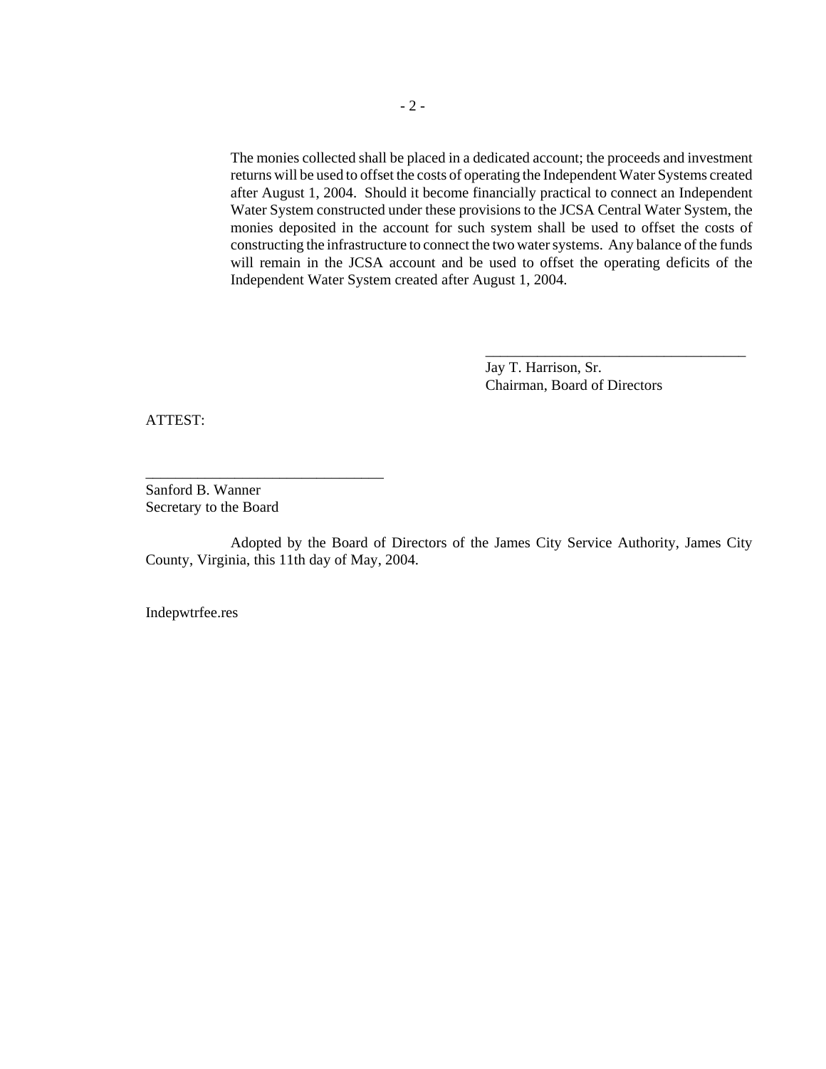The monies collected shall be placed in a dedicated account; the proceeds and investment returns will be used to offset the costs of operating the Independent Water Systems created after August 1, 2004. Should it become financially practical to connect an Independent Water System constructed under these provisions to the JCSA Central Water System, the monies deposited in the account for such system shall be used to offset the costs of constructing the infrastructure to connect the two water systems. Any balance of the funds will remain in the JCSA account and be used to offset the operating deficits of the Independent Water System created after August 1, 2004.

\_\_\_\_\_\_\_\_\_\_\_\_\_\_\_\_\_\_\_\_\_\_\_\_\_\_\_\_\_\_\_\_\_\_\_\_

Jay T. Harrison, Sr.
Chairman, Board of Directors

ATTEST:

\_\_\_\_\_\_\_\_\_\_\_\_\_\_\_\_\_\_\_\_\_\_\_\_\_\_\_\_\_\_\_\_

Sanford B. Wanner
Secretary to the Board

Adopted by the Board of Directors of the James City Service Authority, James City County, Virginia, this 11th day of May, 2004.

Indepwtrfee.res